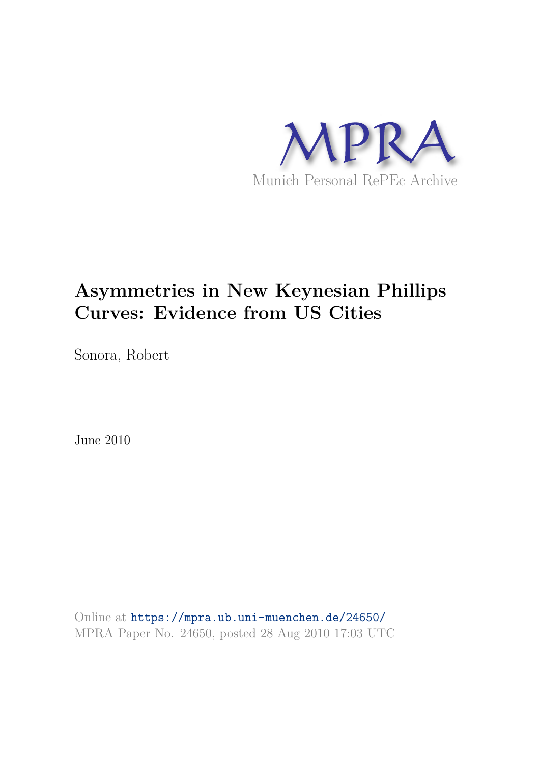MPRA

Munich Personal RePEc Archive

# Asymmetries in New Keynesian Phillips Curves: Evidence from US Cities

Sonora, Robert

June 2010

Online at https://mpra.ub.uni-muenchen.de/24650/
MPRA Paper No. 24650, posted 28 Aug 2010 17:03 UTC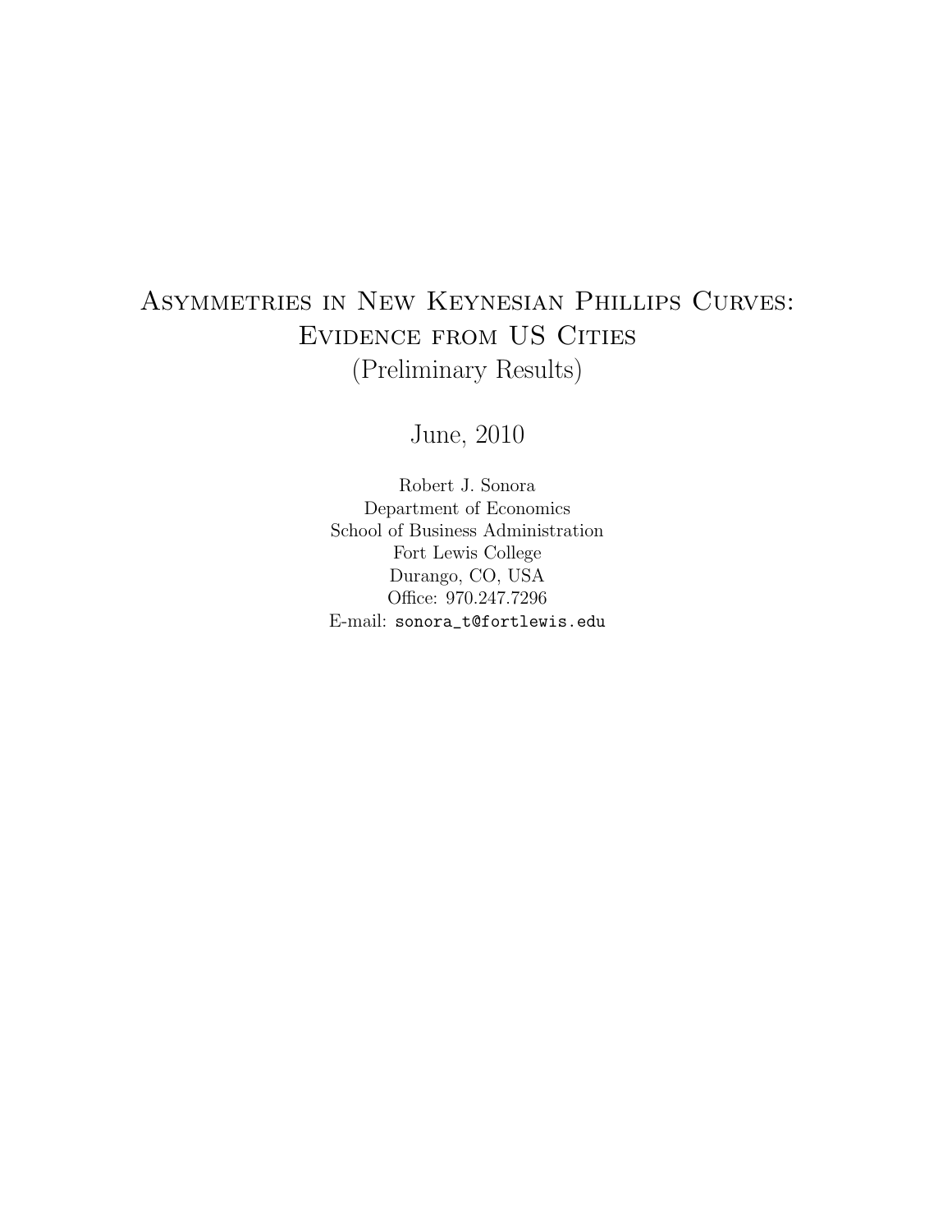# Asymmetries in New Keynesian Phillips Curves: Evidence from US Cities

(Preliminary Results)

June, 2010

Robert J. Sonora
Department of Economics
School of Business Administration
Fort Lewis College
Durango, CO, USA
Office: 970.247.7296
E-mail: sonora_t@fortlewis.edu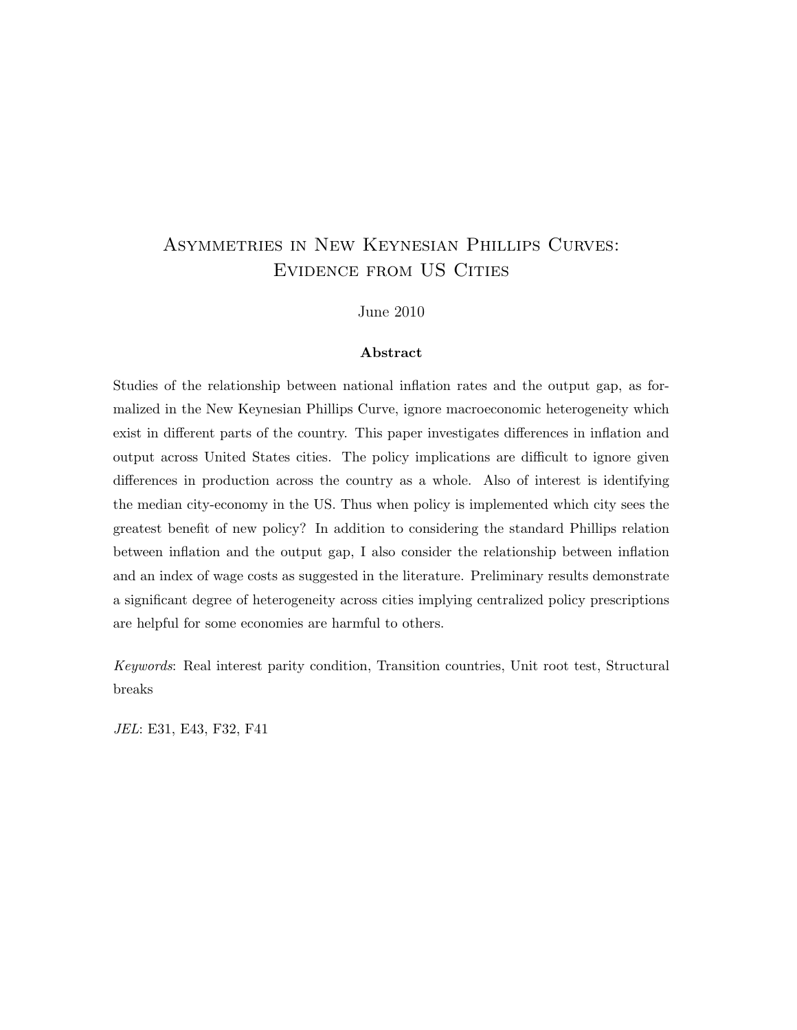# Asymmetries in New Keynesian Phillips Curves: Evidence from US Cities

June 2010

**Abstract**

Studies of the relationship between national inflation rates and the output gap, as formalized in the New Keynesian Phillips Curve, ignore macroeconomic heterogeneity which exist in different parts of the country. This paper investigates differences in inflation and output across United States cities. The policy implications are difficult to ignore given differences in production across the country as a whole. Also of interest is identifying the median city-economy in the US. Thus when policy is implemented which city sees the greatest benefit of new policy? In addition to considering the standard Phillips relation between inflation and the output gap, I also consider the relationship between inflation and an index of wage costs as suggested in the literature. Preliminary results demonstrate a significant degree of heterogeneity across cities implying centralized policy prescriptions are helpful for some economies are harmful to others.

*Keywords*: Real interest parity condition, Transition countries, Unit root test, Structural breaks

*JEL*: E31, E43, F32, F41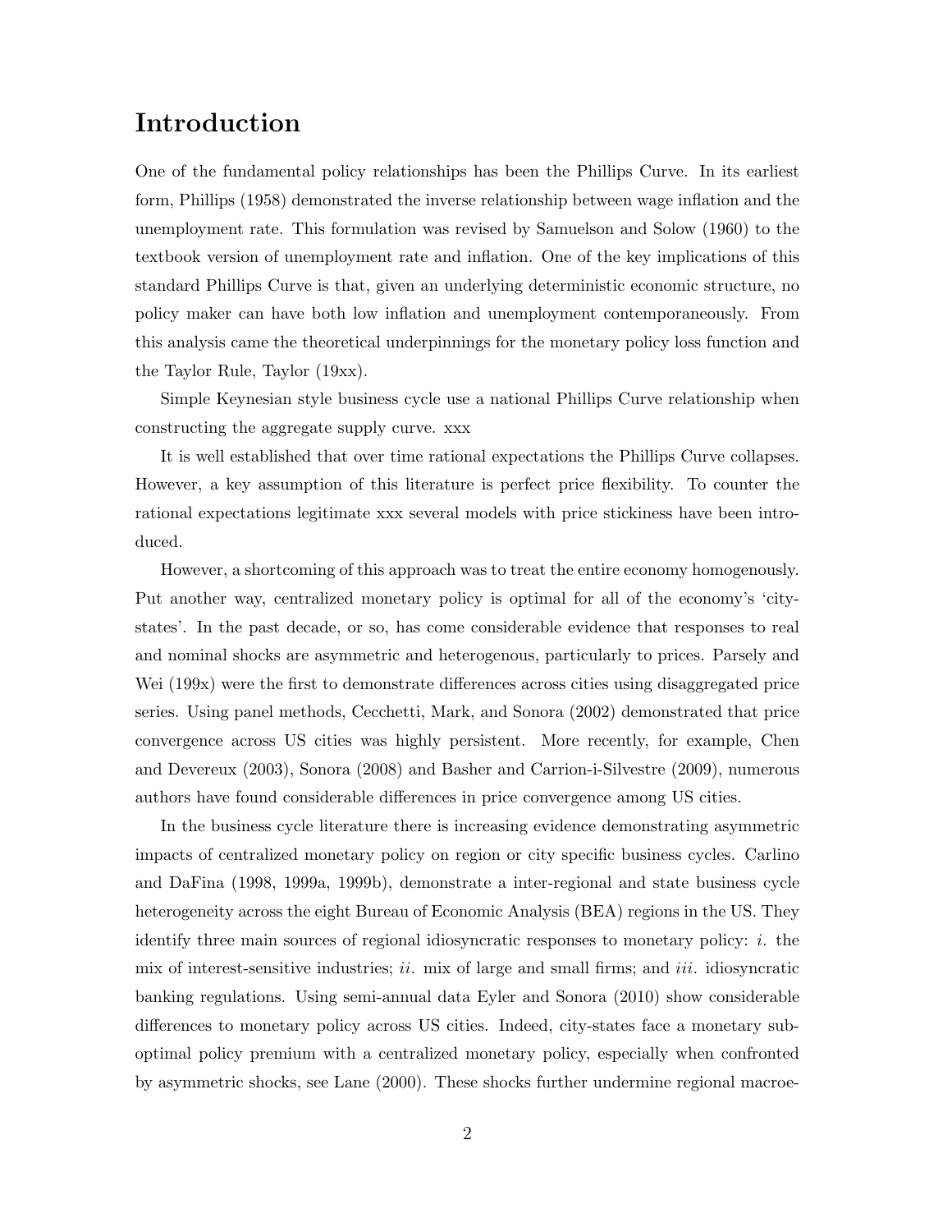# Introduction

One of the fundamental policy relationships has been the Phillips Curve. In its earliest form, Phillips (1958) demonstrated the inverse relationship between wage inflation and the unemployment rate. This formulation was revised by Samuelson and Solow (1960) to the textbook version of unemployment rate and inflation. One of the key implications of this standard Phillips Curve is that, given an underlying deterministic economic structure, no policy maker can have both low inflation and unemployment contemporaneously. From this analysis came the theoretical underpinnings for the monetary policy loss function and the Taylor Rule, Taylor (19xx).

Simple Keynesian style business cycle use a national Phillips Curve relationship when constructing the aggregate supply curve. xxx

It is well established that over time rational expectations the Phillips Curve collapses. However, a key assumption of this literature is perfect price flexibility. To counter the rational expectations legitimate xxx several models with price stickiness have been introduced.

However, a shortcoming of this approach was to treat the entire economy homogenously. Put another way, centralized monetary policy is optimal for all of the economy's 'city-states'. In the past decade, or so, has come considerable evidence that responses to real and nominal shocks are asymmetric and heterogenous, particularly to prices. Parsely and Wei (199x) were the first to demonstrate differences across cities using disaggregated price series. Using panel methods, Cecchetti, Mark, and Sonora (2002) demonstrated that price convergence across US cities was highly persistent. More recently, for example, Chen and Devereux (2003), Sonora (2008) and Basher and Carrion-i-Silvestre (2009), numerous authors have found considerable differences in price convergence among US cities.

In the business cycle literature there is increasing evidence demonstrating asymmetric impacts of centralized monetary policy on region or city specific business cycles. Carlino and DaFina (1998, 1999a, 1999b), demonstrate a inter-regional and state business cycle heterogeneity across the eight Bureau of Economic Analysis (BEA) regions in the US. They identify three main sources of regional idiosyncratic responses to monetary policy: *i.* the mix of interest-sensitive industries; *ii.* mix of large and small firms; and *iii.* idiosyncratic banking regulations. Using semi-annual data Eyler and Sonora (2010) show considerable differences to monetary policy across US cities. Indeed, city-states face a monetary sub-optimal policy premium with a centralized monetary policy, especially when confronted by asymmetric shocks, see Lane (2000). These shocks further undermine regional macroe-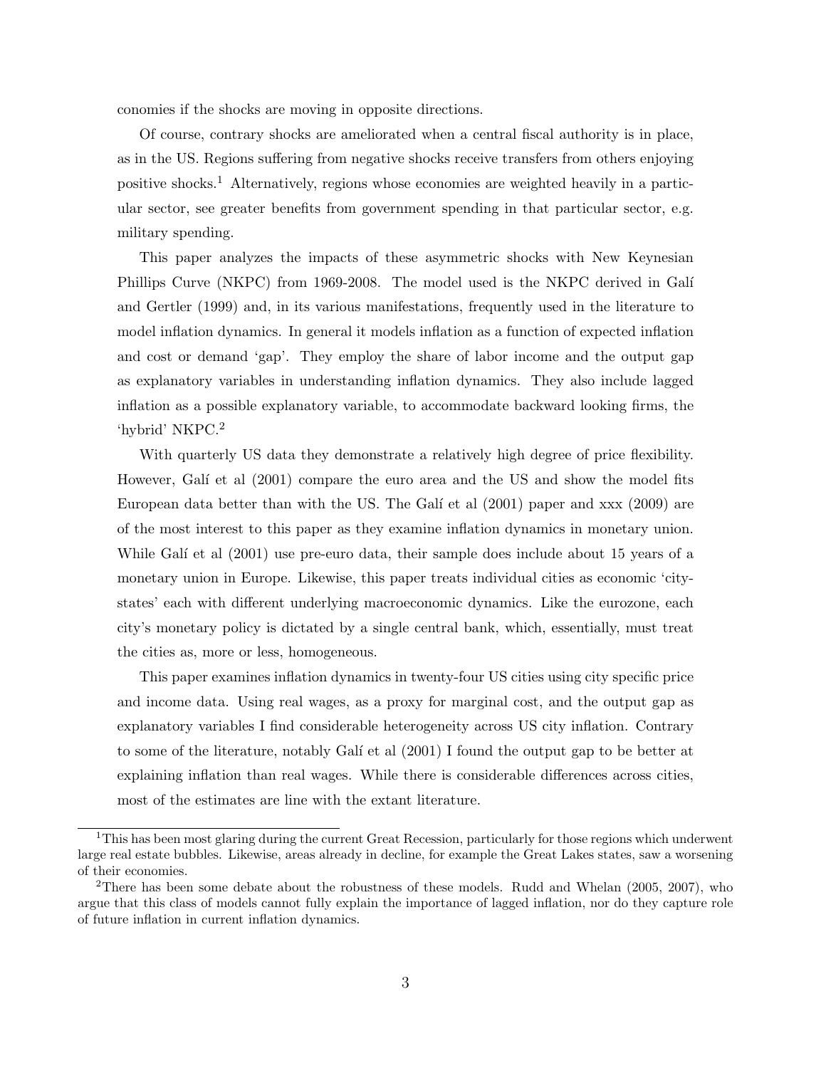conomies if the shocks are moving in opposite directions.

Of course, contrary shocks are ameliorated when a central fiscal authority is in place, as in the US. Regions suffering from negative shocks receive transfers from others enjoying positive shocks.[1] Alternatively, regions whose economies are weighted heavily in a particular sector, see greater benefits from government spending in that particular sector, e.g. military spending.

This paper analyzes the impacts of these asymmetric shocks with New Keynesian Phillips Curve (NKPC) from 1969-2008. The model used is the NKPC derived in Galí and Gertler (1999) and, in its various manifestations, frequently used in the literature to model inflation dynamics. In general it models inflation as a function of expected inflation and cost or demand 'gap'. They employ the share of labor income and the output gap as explanatory variables in understanding inflation dynamics. They also include lagged inflation as a possible explanatory variable, to accommodate backward looking firms, the 'hybrid' NKPC.[2]

With quarterly US data they demonstrate a relatively high degree of price flexibility. However, Galí et al (2001) compare the euro area and the US and show the model fits European data better than with the US. The Galí et al (2001) paper and xxx (2009) are of the most interest to this paper as they examine inflation dynamics in monetary union. While Galí et al (2001) use pre-euro data, their sample does include about 15 years of a monetary union in Europe. Likewise, this paper treats individual cities as economic 'city-states' each with different underlying macroeconomic dynamics. Like the eurozone, each city's monetary policy is dictated by a single central bank, which, essentially, must treat the cities as, more or less, homogeneous.

This paper examines inflation dynamics in twenty-four US cities using city specific price and income data. Using real wages, as a proxy for marginal cost, and the output gap as explanatory variables I find considerable heterogeneity across US city inflation. Contrary to some of the literature, notably Galí et al (2001) I found the output gap to be better at explaining inflation than real wages. While there is considerable differences across cities, most of the estimates are line with the extant literature.

---

[1] This has been most glaring during the current Great Recession, particularly for those regions which underwent large real estate bubbles. Likewise, areas already in decline, for example the Great Lakes states, saw a worsening of their economies.

[2] There has been some debate about the robustness of these models. Rudd and Whelan (2005, 2007), who argue that this class of models cannot fully explain the importance of lagged inflation, nor do they capture role of future inflation in current inflation dynamics.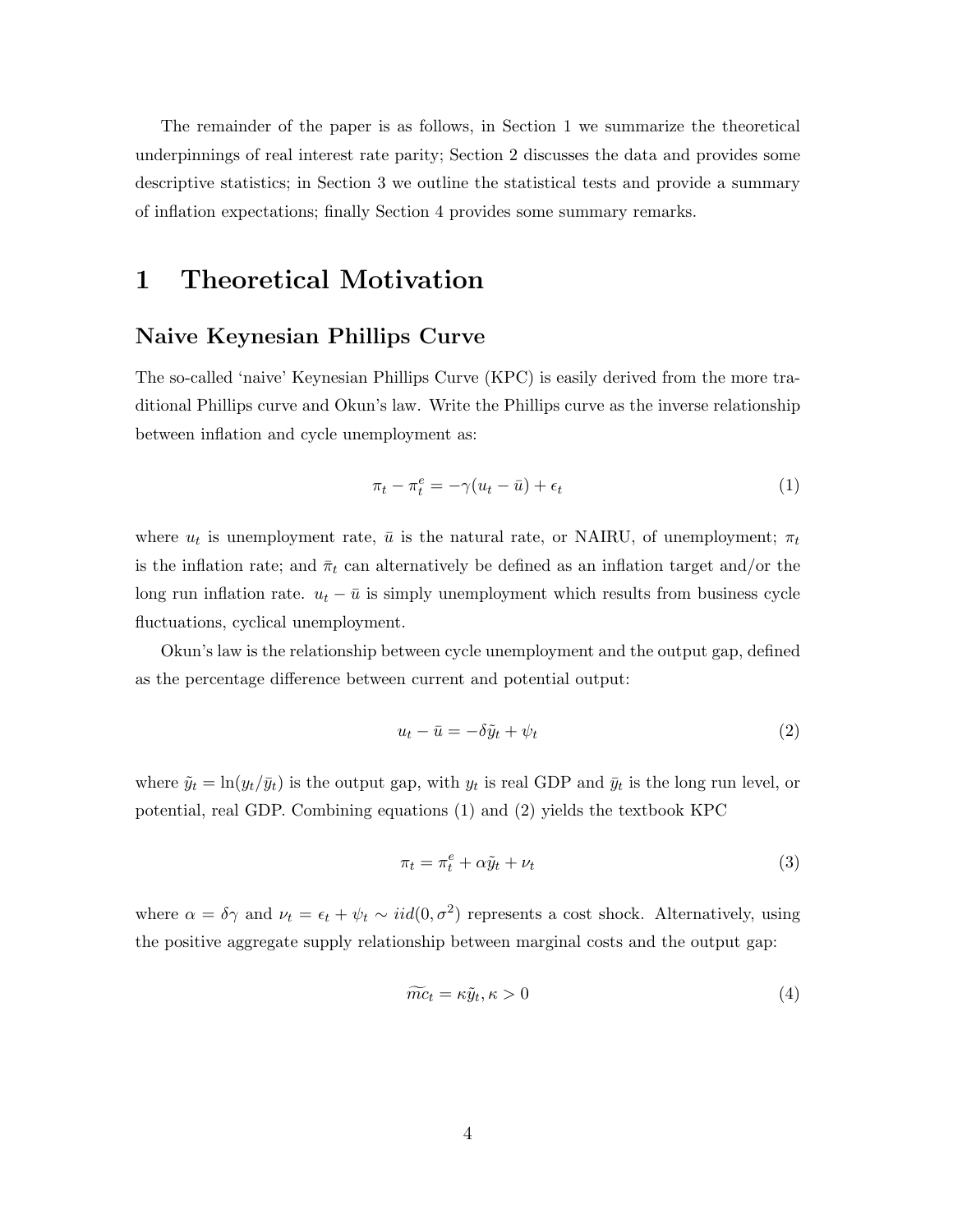The remainder of the paper is as follows, in Section 1 we summarize the theoretical underpinnings of real interest rate parity; Section 2 discusses the data and provides some descriptive statistics; in Section 3 we outline the statistical tests and provide a summary of inflation expectations; finally Section 4 provides some summary remarks.

# 1 Theoretical Motivation

### Naive Keynesian Phillips Curve

The so-called 'naive' Keynesian Phillips Curve (KPC) is easily derived from the more traditional Phillips curve and Okun's law. Write the Phillips curve as the inverse relationship between inflation and cycle unemployment as:

$$\pi_t - \pi_t^e = -\gamma(u_t - \bar{u}) + \epsilon_t \tag{1}$$

where $u_t$ is unemployment rate, $\bar{u}$ is the natural rate, or NAIRU, of unemployment; $\pi_t$ is the inflation rate; and $\bar{\pi}_t$ can alternatively be defined as an inflation target and/or the long run inflation rate. $u_t - \bar{u}$ is simply unemployment which results from business cycle fluctuations, cyclical unemployment.

Okun's law is the relationship between cycle unemployment and the output gap, defined as the percentage difference between current and potential output:

$$u_t - \bar{u} = -\delta\tilde{y}_t + \psi_t \tag{2}$$

where $\tilde{y}_t = \ln(y_t/\bar{y}_t)$ is the output gap, with $y_t$ is real GDP and $\bar{y}_t$ is the long run level, or potential, real GDP. Combining equations (1) and (2) yields the textbook KPC

$$\pi_t = \pi_t^e + \alpha\tilde{y}_t + \nu_t \tag{3}$$

where $\alpha = \delta\gamma$ and $\nu_t = \epsilon_t + \psi_t \sim iid(0, \sigma^2)$ represents a cost shock. Alternatively, using the positive aggregate supply relationship between marginal costs and the output gap:

$$\widetilde{mc}_t = \kappa\tilde{y}_t, \kappa > 0 \tag{4}$$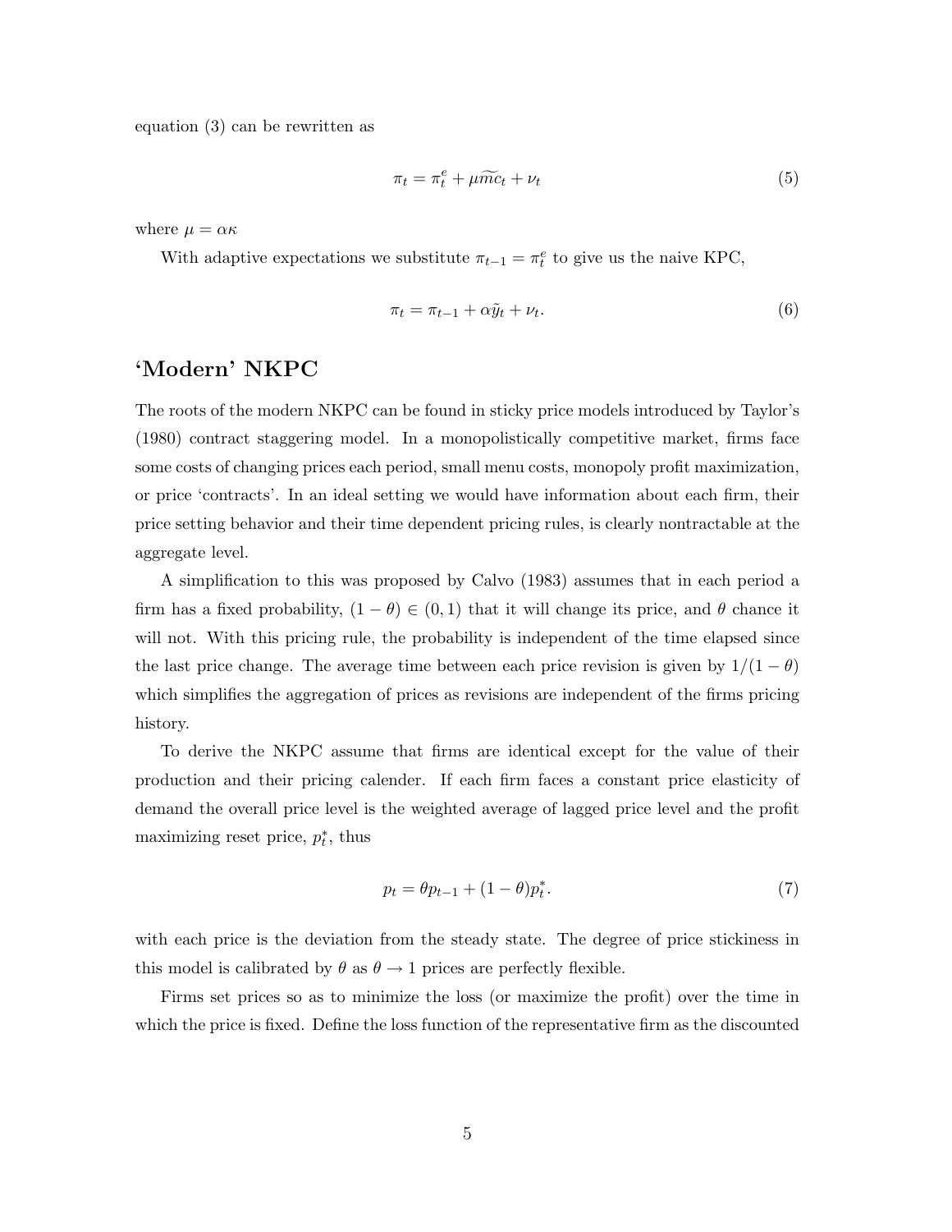equation (3) can be rewritten as

$$\pi_t = \pi_t^e + \mu \widetilde{mc}_t + \nu_t \tag{5}$$

where $\mu = \alpha\kappa$

With adaptive expectations we substitute $\pi_{t-1} = \pi_t^e$ to give us the naive KPC,

$$\pi_t = \pi_{t-1} + \alpha \tilde{y}_t + \nu_t. \tag{6}$$

## 'Modern' NKPC

The roots of the modern NKPC can be found in sticky price models introduced by Taylor's (1980) contract staggering model. In a monopolistically competitive market, firms face some costs of changing prices each period, small menu costs, monopoly profit maximization, or price 'contracts'. In an ideal setting we would have information about each firm, their price setting behavior and their time dependent pricing rules, is clearly nontractable at the aggregate level.

A simplification to this was proposed by Calvo (1983) assumes that in each period a firm has a fixed probability, $(1 - \theta) \in (0, 1)$ that it will change its price, and $\theta$ chance it will not. With this pricing rule, the probability is independent of the time elapsed since the last price change. The average time between each price revision is given by $1/(1 - \theta)$ which simplifies the aggregation of prices as revisions are independent of the firms pricing history.

To derive the NKPC assume that firms are identical except for the value of their production and their pricing calender. If each firm faces a constant price elasticity of demand the overall price level is the weighted average of lagged price level and the profit maximizing reset price, $p_t^*$, thus

$$p_t = \theta p_{t-1} + (1 - \theta) p_t^*. \tag{7}$$

with each price is the deviation from the steady state. The degree of price stickiness in this model is calibrated by $\theta$ as $\theta \to 1$ prices are perfectly flexible.

Firms set prices so as to minimize the loss (or maximize the profit) over the time in which the price is fixed. Define the loss function of the representative firm as the discounted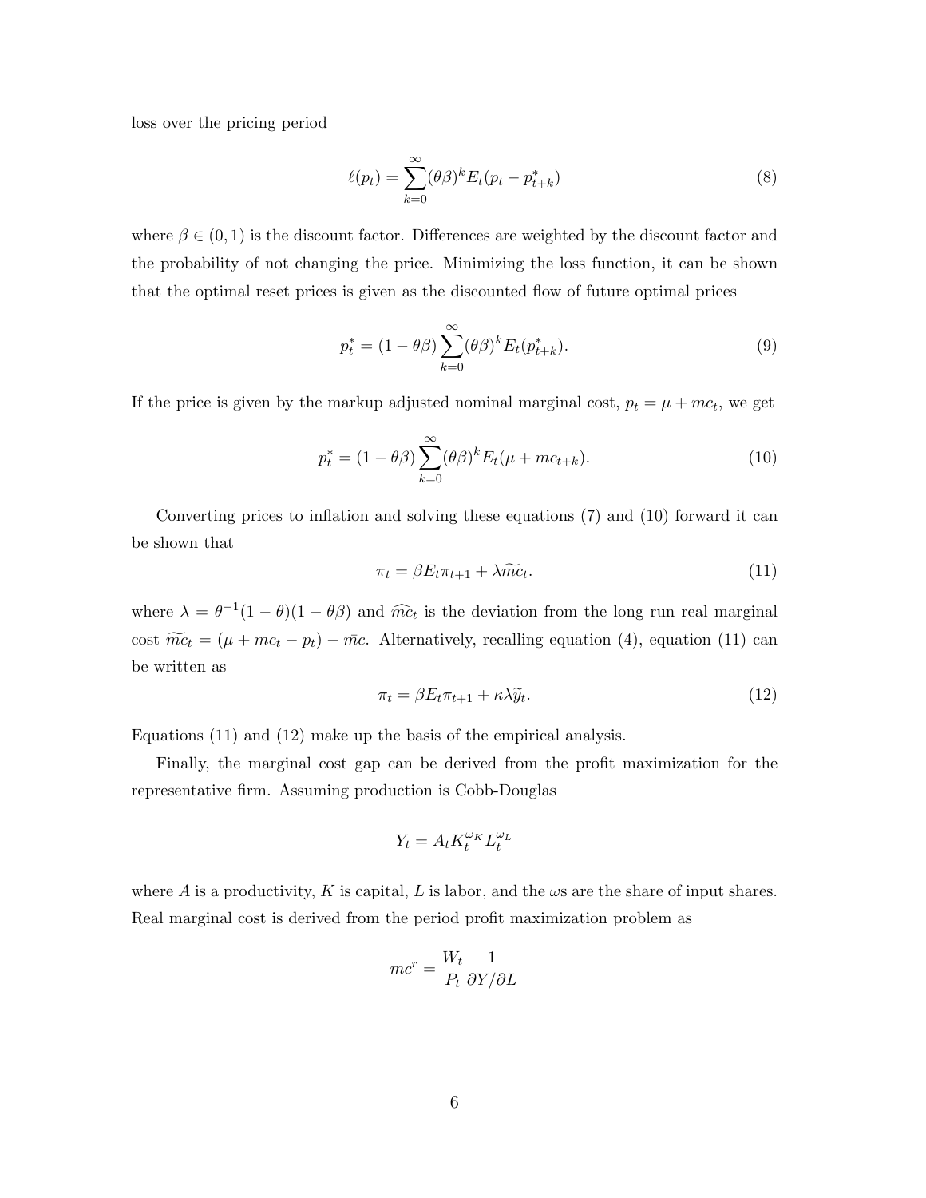loss over the pricing period

$$\ell(p_t) = \sum_{k=0}^{\infty} (\theta\beta)^k E_t (p_t - p^*_{t+k}) \tag{8}$$

where $\beta \in (0,1)$ is the discount factor. Differences are weighted by the discount factor and the probability of not changing the price. Minimizing the loss function, it can be shown that the optimal reset prices is given as the discounted flow of future optimal prices

$$p^*_t = (1 - \theta\beta) \sum_{k=0}^{\infty} (\theta\beta)^k E_t (p^*_{t+k}). \tag{9}$$

If the price is given by the markup adjusted nominal marginal cost, $p_t = \mu + mc_t$, we get

$$p^*_t = (1 - \theta\beta) \sum_{k=0}^{\infty} (\theta\beta)^k E_t (\mu + mc_{t+k}). \tag{10}$$

Converting prices to inflation and solving these equations (7) and (10) forward it can be shown that

$$\pi_t = \beta E_t \pi_{t+1} + \lambda \widetilde{mc}_t. \tag{11}$$

where $\lambda = \theta^{-1}(1 - \theta)(1 - \theta\beta)$ and $\widehat{mc}_t$ is the deviation from the long run real marginal cost $\widetilde{mc}_t = (\mu + mc_t - p_t) - \bar{mc}$. Alternatively, recalling equation (4), equation (11) can be written as

$$\pi_t = \beta E_t \pi_{t+1} + \kappa\lambda \widetilde{y}_t. \tag{12}$$

Equations (11) and (12) make up the basis of the empirical analysis.

Finally, the marginal cost gap can be derived from the profit maximization for the representative firm. Assuming production is Cobb-Douglas

$$Y_t = A_t K_t^{\omega_K} L_t^{\omega_L}$$

where $A$ is a productivity, $K$ is capital, $L$ is labor, and the $\omega$s are the share of input shares. Real marginal cost is derived from the period profit maximization problem as

$$mc^r = \frac{W_t}{P_t} \frac{1}{\partial Y / \partial L}$$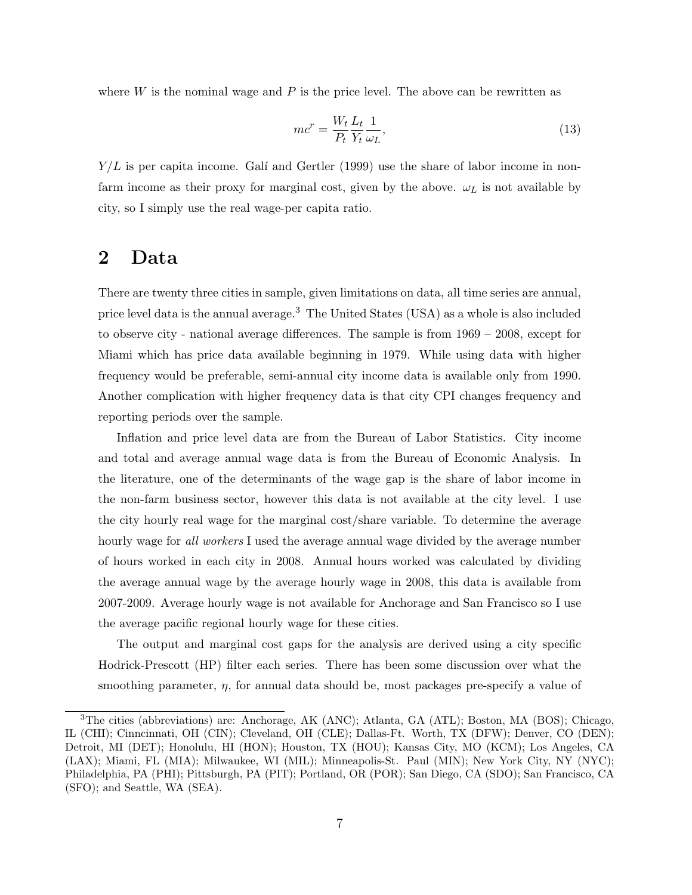where $W$ is the nominal wage and $P$ is the price level. The above can be rewritten as

$$mc^r = \frac{W_t}{P_t}\frac{L_t}{Y_t}\frac{1}{\omega_L}, \tag{13}$$

$Y/L$ is per capita income. Galí and Gertler (1999) use the share of labor income in non-farm income as their proxy for marginal cost, given by the above. $\omega_L$ is not available by city, so I simply use the real wage-per capita ratio.

## 2 Data

There are twenty three cities in sample, given limitations on data, all time series are annual, price level data is the annual average.[3] The United States (USA) as a whole is also included to observe city - national average differences. The sample is from 1969 – 2008, except for Miami which has price data available beginning in 1979. While using data with higher frequency would be preferable, semi-annual city income data is available only from 1990. Another complication with higher frequency data is that city CPI changes frequency and reporting periods over the sample.

Inflation and price level data are from the Bureau of Labor Statistics. City income and total and average annual wage data is from the Bureau of Economic Analysis. In the literature, one of the determinants of the wage gap is the share of labor income in the non-farm business sector, however this data is not available at the city level. I use the city hourly real wage for the marginal cost/share variable. To determine the average hourly wage for *all workers* I used the average annual wage divided by the average number of hours worked in each city in 2008. Annual hours worked was calculated by dividing the average annual wage by the average hourly wage in 2008, this data is available from 2007-2009. Average hourly wage is not available for Anchorage and San Francisco so I use the average pacific regional hourly wage for these cities.

The output and marginal cost gaps for the analysis are derived using a city specific Hodrick-Prescott (HP) filter each series. There has been some discussion over what the smoothing parameter, $\eta$, for annual data should be, most packages pre-specify a value of

[3] The cities (abbreviations) are: Anchorage, AK (ANC); Atlanta, GA (ATL); Boston, MA (BOS); Chicago, IL (CHI); Cinncinnati, OH (CIN); Cleveland, OH (CLE); Dallas-Ft. Worth, TX (DFW); Denver, CO (DEN); Detroit, MI (DET); Honolulu, HI (HON); Houston, TX (HOU); Kansas City, MO (KCM); Los Angeles, CA (LAX); Miami, FL (MIA); Milwaukee, WI (MIL); Minneapolis-St. Paul (MIN); New York City, NY (NYC); Philadelphia, PA (PHI); Pittsburgh, PA (PIT); Portland, OR (POR); San Diego, CA (SDO); San Francisco, CA (SFO); and Seattle, WA (SEA).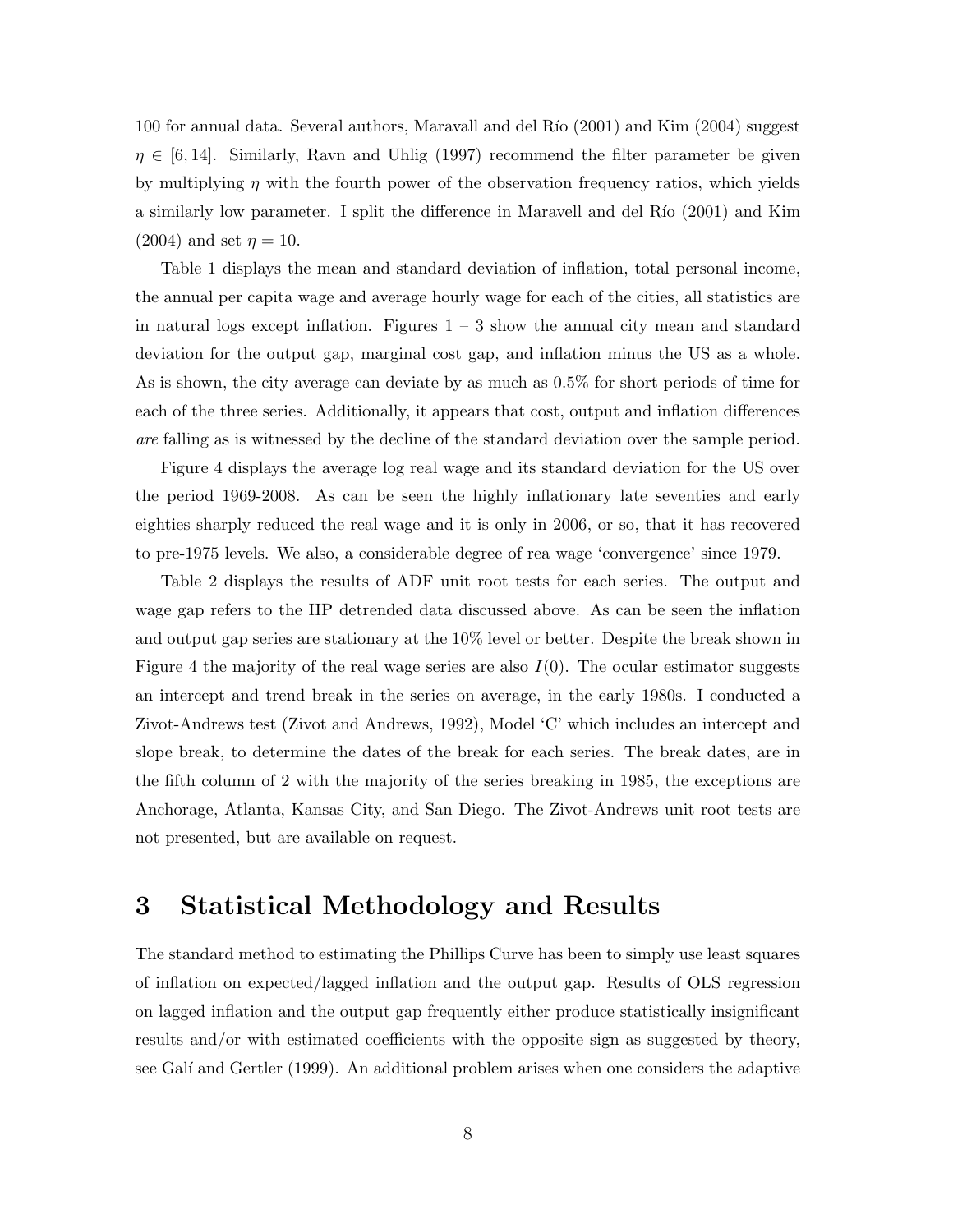100 for annual data. Several authors, Maravall and del Río (2001) and Kim (2004) suggest $\eta \in [6, 14]$. Similarly, Ravn and Uhlig (1997) recommend the filter parameter be given by multiplying $\eta$ with the fourth power of the observation frequency ratios, which yields a similarly low parameter. I split the difference in Maravell and del Río (2001) and Kim (2004) and set $\eta = 10$.

Table 1 displays the mean and standard deviation of inflation, total personal income, the annual per capita wage and average hourly wage for each of the cities, all statistics are in natural logs except inflation. Figures 1 – 3 show the annual city mean and standard deviation for the output gap, marginal cost gap, and inflation minus the US as a whole. As is shown, the city average can deviate by as much as 0.5% for short periods of time for each of the three series. Additionally, it appears that cost, output and inflation differences *are* falling as is witnessed by the decline of the standard deviation over the sample period.

Figure 4 displays the average log real wage and its standard deviation for the US over the period 1969-2008. As can be seen the highly inflationary late seventies and early eighties sharply reduced the real wage and it is only in 2006, or so, that it has recovered to pre-1975 levels. We also, a considerable degree of rea wage 'convergence' since 1979.

Table 2 displays the results of ADF unit root tests for each series. The output and wage gap refers to the HP detrended data discussed above. As can be seen the inflation and output gap series are stationary at the 10% level or better. Despite the break shown in Figure 4 the majority of the real wage series are also $I(0)$. The ocular estimator suggests an intercept and trend break in the series on average, in the early 1980s. I conducted a Zivot-Andrews test (Zivot and Andrews, 1992), Model 'C' which includes an intercept and slope break, to determine the dates of the break for each series. The break dates, are in the fifth column of 2 with the majority of the series breaking in 1985, the exceptions are Anchorage, Atlanta, Kansas City, and San Diego. The Zivot-Andrews unit root tests are not presented, but are available on request.

# 3 Statistical Methodology and Results

The standard method to estimating the Phillips Curve has been to simply use least squares of inflation on expected/lagged inflation and the output gap. Results of OLS regression on lagged inflation and the output gap frequently either produce statistically insignificant results and/or with estimated coefficients with the opposite sign as suggested by theory, see Galí and Gertler (1999). An additional problem arises when one considers the adaptive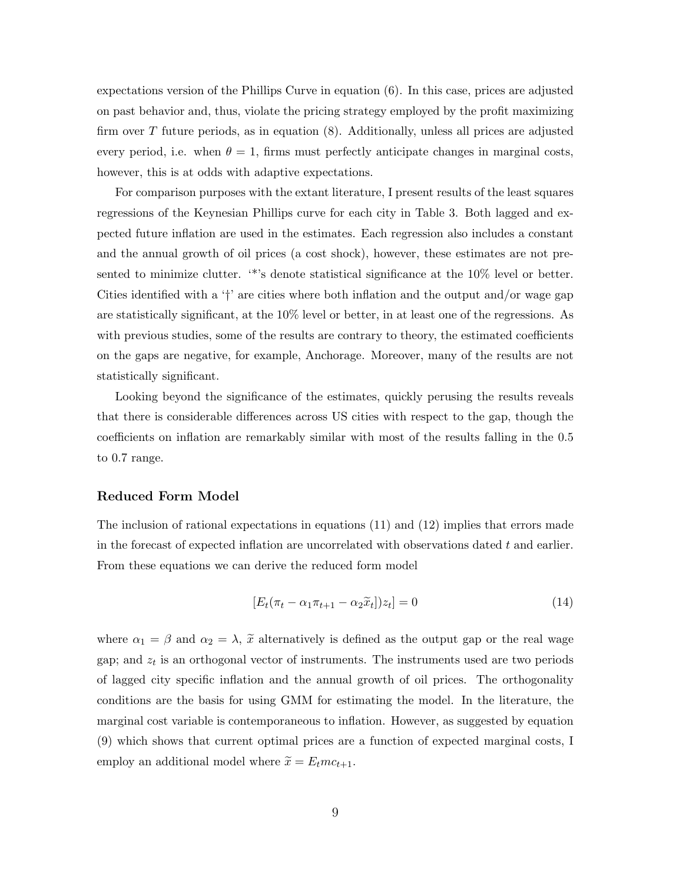expectations version of the Phillips Curve in equation (6). In this case, prices are adjusted on past behavior and, thus, violate the pricing strategy employed by the profit maximizing firm over $T$ future periods, as in equation (8). Additionally, unless all prices are adjusted every period, i.e. when $\theta = 1$, firms must perfectly anticipate changes in marginal costs, however, this is at odds with adaptive expectations.

For comparison purposes with the extant literature, I present results of the least squares regressions of the Keynesian Phillips curve for each city in Table 3. Both lagged and expected future inflation are used in the estimates. Each regression also includes a constant and the annual growth of oil prices (a cost shock), however, these estimates are not presented to minimize clutter. '*'s denote statistical significance at the 10% level or better. Cities identified with a '†' are cities where both inflation and the output and/or wage gap are statistically significant, at the 10% level or better, in at least one of the regressions. As with previous studies, some of the results are contrary to theory, the estimated coefficients on the gaps are negative, for example, Anchorage. Moreover, many of the results are not statistically significant.

Looking beyond the significance of the estimates, quickly perusing the results reveals that there is considerable differences across US cities with respect to the gap, though the coefficients on inflation are remarkably similar with most of the results falling in the 0.5 to 0.7 range.

### Reduced Form Model

The inclusion of rational expectations in equations (11) and (12) implies that errors made in the forecast of expected inflation are uncorrelated with observations dated $t$ and earlier. From these equations we can derive the reduced form model

$$[E_t(\pi_t - \alpha_1 \pi_{t+1} - \alpha_2 \widetilde{x}_t])z_t] = 0 \tag{14}$$

where $\alpha_1 = \beta$ and $\alpha_2 = \lambda$, $\widetilde{x}$ alternatively is defined as the output gap or the real wage gap; and $z_t$ is an orthogonal vector of instruments. The instruments used are two periods of lagged city specific inflation and the annual growth of oil prices. The orthogonality conditions are the basis for using GMM for estimating the model. In the literature, the marginal cost variable is contemporaneous to inflation. However, as suggested by equation (9) which shows that current optimal prices are a function of expected marginal costs, I employ an additional model where $\widetilde{x} = E_t mc_{t+1}$.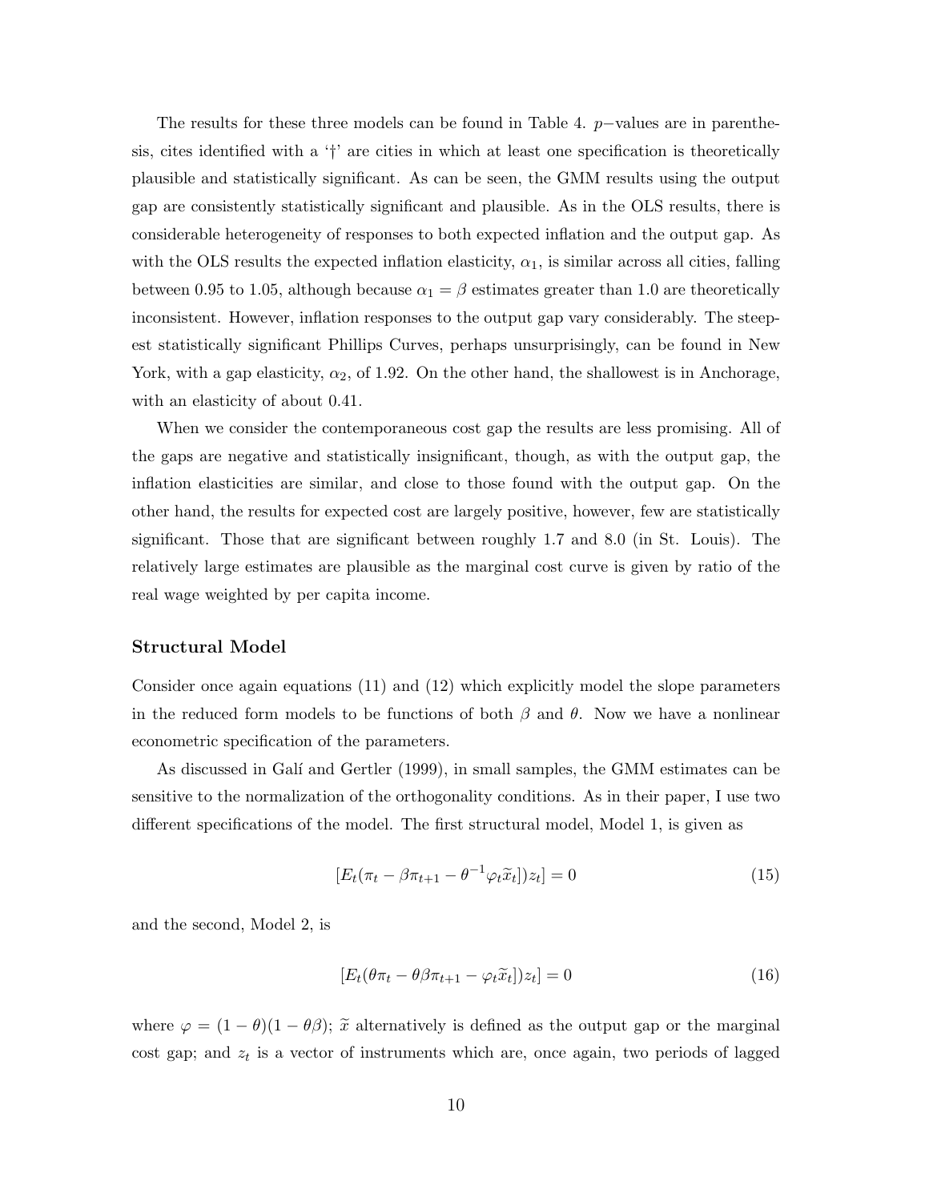The results for these three models can be found in Table 4. $p-$values are in parenthesis, cites identified with a '†' are cities in which at least one specification is theoretically plausible and statistically significant. As can be seen, the GMM results using the output gap are consistently statistically significant and plausible. As in the OLS results, there is considerable heterogeneity of responses to both expected inflation and the output gap. As with the OLS results the expected inflation elasticity, $\alpha_1$, is similar across all cities, falling between 0.95 to 1.05, although because $\alpha_1 = \beta$ estimates greater than 1.0 are theoretically inconsistent. However, inflation responses to the output gap vary considerably. The steepest statistically significant Phillips Curves, perhaps unsurprisingly, can be found in New York, with a gap elasticity, $\alpha_2$, of 1.92. On the other hand, the shallowest is in Anchorage, with an elasticity of about 0.41.

When we consider the contemporaneous cost gap the results are less promising. All of the gaps are negative and statistically insignificant, though, as with the output gap, the inflation elasticities are similar, and close to those found with the output gap. On the other hand, the results for expected cost are largely positive, however, few are statistically significant. Those that are significant between roughly 1.7 and 8.0 (in St. Louis). The relatively large estimates are plausible as the marginal cost curve is given by ratio of the real wage weighted by per capita income.

### Structural Model

Consider once again equations (11) and (12) which explicitly model the slope parameters in the reduced form models to be functions of both $\beta$ and $\theta$. Now we have a nonlinear econometric specification of the parameters.

As discussed in Galí and Gertler (1999), in small samples, the GMM estimates can be sensitive to the normalization of the orthogonality conditions. As in their paper, I use two different specifications of the model. The first structural model, Model 1, is given as

$$[E_t(\pi_t - \beta\pi_{t+1} - \theta^{-1}\varphi_t\widetilde{x}_t])z_t] = 0 \tag{15}$$

and the second, Model 2, is

$$[E_t(\theta\pi_t - \theta\beta\pi_{t+1} - \varphi_t\widetilde{x}_t])z_t] = 0 \tag{16}$$

where $\varphi = (1-\theta)(1-\theta\beta)$; $\widetilde{x}$ alternatively is defined as the output gap or the marginal cost gap; and $z_t$ is a vector of instruments which are, once again, two periods of lagged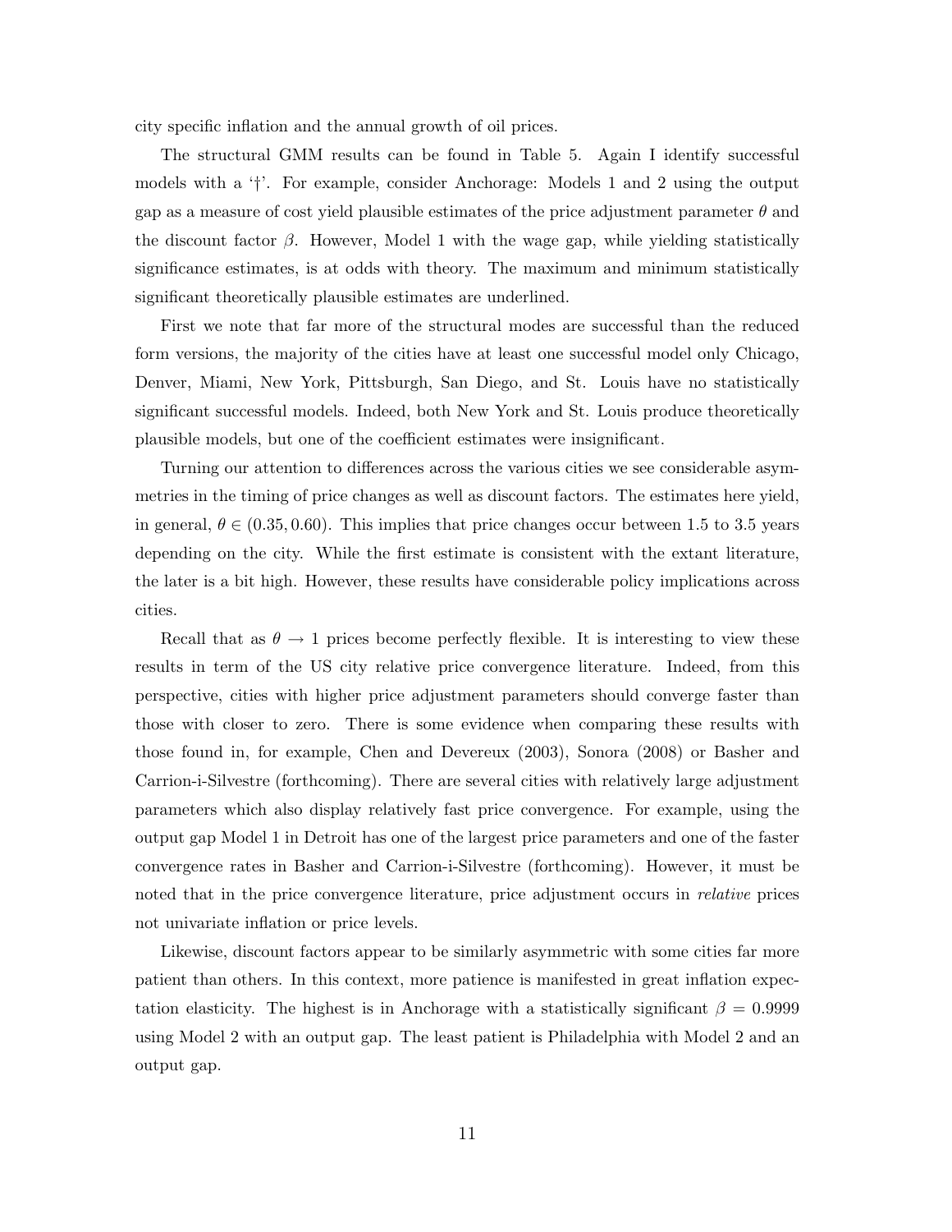city specific inflation and the annual growth of oil prices.

The structural GMM results can be found in Table 5. Again I identify successful models with a '†'. For example, consider Anchorage: Models 1 and 2 using the output gap as a measure of cost yield plausible estimates of the price adjustment parameter $\theta$ and the discount factor $\beta$. However, Model 1 with the wage gap, while yielding statistically significance estimates, is at odds with theory. The maximum and minimum statistically significant theoretically plausible estimates are underlined.

First we note that far more of the structural modes are successful than the reduced form versions, the majority of the cities have at least one successful model only Chicago, Denver, Miami, New York, Pittsburgh, San Diego, and St. Louis have no statistically significant successful models. Indeed, both New York and St. Louis produce theoretically plausible models, but one of the coefficient estimates were insignificant.

Turning our attention to differences across the various cities we see considerable asymmetries in the timing of price changes as well as discount factors. The estimates here yield, in general, $\theta \in (0.35, 0.60)$. This implies that price changes occur between 1.5 to 3.5 years depending on the city. While the first estimate is consistent with the extant literature, the later is a bit high. However, these results have considerable policy implications across cities.

Recall that as $\theta \rightarrow 1$ prices become perfectly flexible. It is interesting to view these results in term of the US city relative price convergence literature. Indeed, from this perspective, cities with higher price adjustment parameters should converge faster than those with closer to zero. There is some evidence when comparing these results with those found in, for example, Chen and Devereux (2003), Sonora (2008) or Basher and Carrion-i-Silvestre (forthcoming). There are several cities with relatively large adjustment parameters which also display relatively fast price convergence. For example, using the output gap Model 1 in Detroit has one of the largest price parameters and one of the faster convergence rates in Basher and Carrion-i-Silvestre (forthcoming). However, it must be noted that in the price convergence literature, price adjustment occurs in *relative* prices not univariate inflation or price levels.

Likewise, discount factors appear to be similarly asymmetric with some cities far more patient than others. In this context, more patience is manifested in great inflation expectation elasticity. The highest is in Anchorage with a statistically significant $\beta = 0.9999$ using Model 2 with an output gap. The least patient is Philadelphia with Model 2 and an output gap.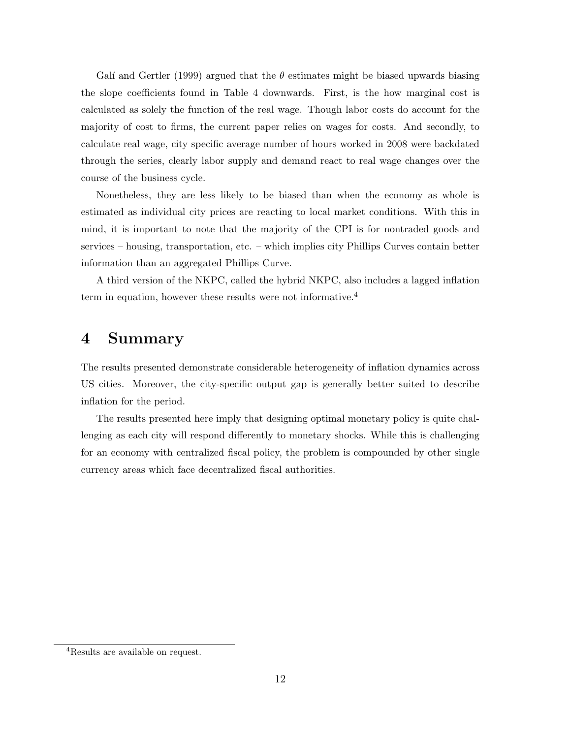Galí and Gertler (1999) argued that the $\theta$ estimates might be biased upwards biasing the slope coefficients found in Table 4 downwards. First, is the how marginal cost is calculated as solely the function of the real wage. Though labor costs do account for the majority of cost to firms, the current paper relies on wages for costs. And secondly, to calculate real wage, city specific average number of hours worked in 2008 were backdated through the series, clearly labor supply and demand react to real wage changes over the course of the business cycle.

Nonetheless, they are less likely to be biased than when the economy as whole is estimated as individual city prices are reacting to local market conditions. With this in mind, it is important to note that the majority of the CPI is for nontraded goods and services – housing, transportation, etc. – which implies city Phillips Curves contain better information than an aggregated Phillips Curve.

A third version of the NKPC, called the hybrid NKPC, also includes a lagged inflation term in equation, however these results were not informative.[4]

# 4 Summary

The results presented demonstrate considerable heterogeneity of inflation dynamics across US cities. Moreover, the city-specific output gap is generally better suited to describe inflation for the period.

The results presented here imply that designing optimal monetary policy is quite challenging as each city will respond differently to monetary shocks. While this is challenging for an economy with centralized fiscal policy, the problem is compounded by other single currency areas which face decentralized fiscal authorities.

[4] Results are available on request.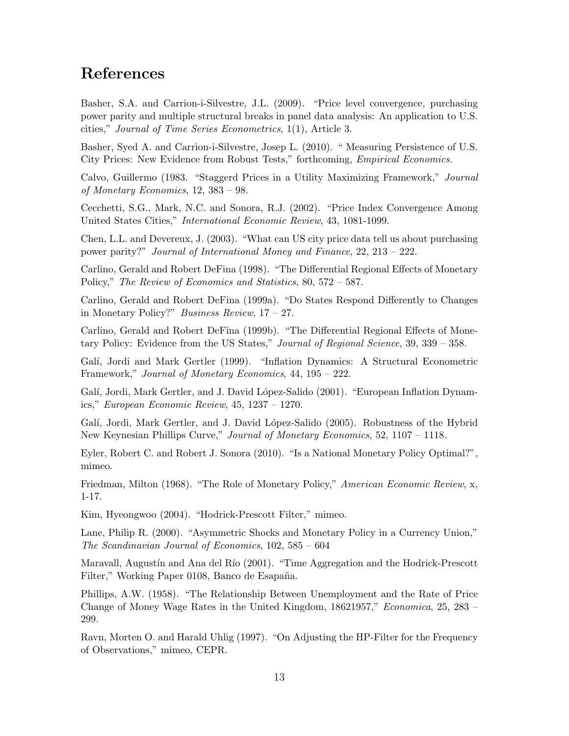# References

Basher, S.A. and Carrion-i-Silvestre, J.L. (2009). "Price level convergence, purchasing power parity and multiple structural breaks in panel data analysis: An application to U.S. cities," *Journal of Time Series Econometrics*, 1(1), Article 3.

Basher, Syed A. and Carrion-i-Silvestre, Josep L. (2010). " Measuring Persistence of U.S. City Prices: New Evidence from Robust Tests," forthcoming, *Empirical Economics*.

Calvo, Guillermo (1983. "Staggerd Prices in a Utility Maximizing Framework," *Journal of Monetary Economics*, 12, 383 – 98.

Cecchetti, S.G., Mark, N.C. and Sonora, R.J. (2002). "Price Index Convergence Among United States Cities," *International Economic Review*, 43, 1081-1099.

Chen, L.L. and Devereux, J. (2003). "What can US city price data tell us about purchasing power parity?" *Journal of International Money and Finance*, 22, 213 – 222.

Carlino, Gerald and Robert DeFina (1998). "The Differential Regional Effects of Monetary Policy," *The Review of Economics and Statistics*, 80, 572 – 587.

Carlino, Gerald and Robert DeFina (1999a). "Do States Respond Differently to Changes in Monetary Policy?" *Business Review*, 17 – 27.

Carlino, Gerald and Robert DeFina (1999b). "The Differential Regional Effects of Monetary Policy: Evidence from the US States," *Journal of Regional Science*, 39, 339 – 358.

Galí, Jordi and Mark Gertler (1999). "Inflation Dynamics: A Structural Econometric Framework," *Journal of Monetary Economics*, 44, 195 – 222.

Galí, Jordi, Mark Gertler, and J. David López-Salido (2001). "European Inflation Dynamics," *European Economic Review*, 45, 1237 – 1270.

Galí, Jordi, Mark Gertler, and J. David López-Salido (2005). Robustness of the Hybrid New Keynesian Phillips Curve," *Journal of Monetary Economics*, 52, 1107 – 1118.

Eyler, Robert C. and Robert J. Sonora (2010). "Is a National Monetary Policy Optimal?", mimeo.

Friedman, Milton (1968). "The Role of Monetary Policy," *American Economic Review*, x, 1-17.

Kim, Hyeongwoo (2004). "Hodrick-Prescott Filter," mimeo.

Lane, Philip R. (2000). "Asymmetric Shocks and Monetary Policy in a Currency Union," *The Scandinavian Journal of Economics*, 102, 585 – 604

Maravall, Augustín and Ana del Río (2001). "Time Aggregation and the Hodrick-Prescott Filter," Working Paper 0108, Banco de Esapaña.

Phillips, A.W. (1958). "The Relationship Between Unemployment and the Rate of Price Change of Money Wage Rates in the United Kingdom, 18621957," *Economica*, 25, 283 – 299.

Ravn, Morten O. and Harald Uhlig (1997). "On Adjusting the HP-Filter for the Frequency of Observations," mimeo, CEPR.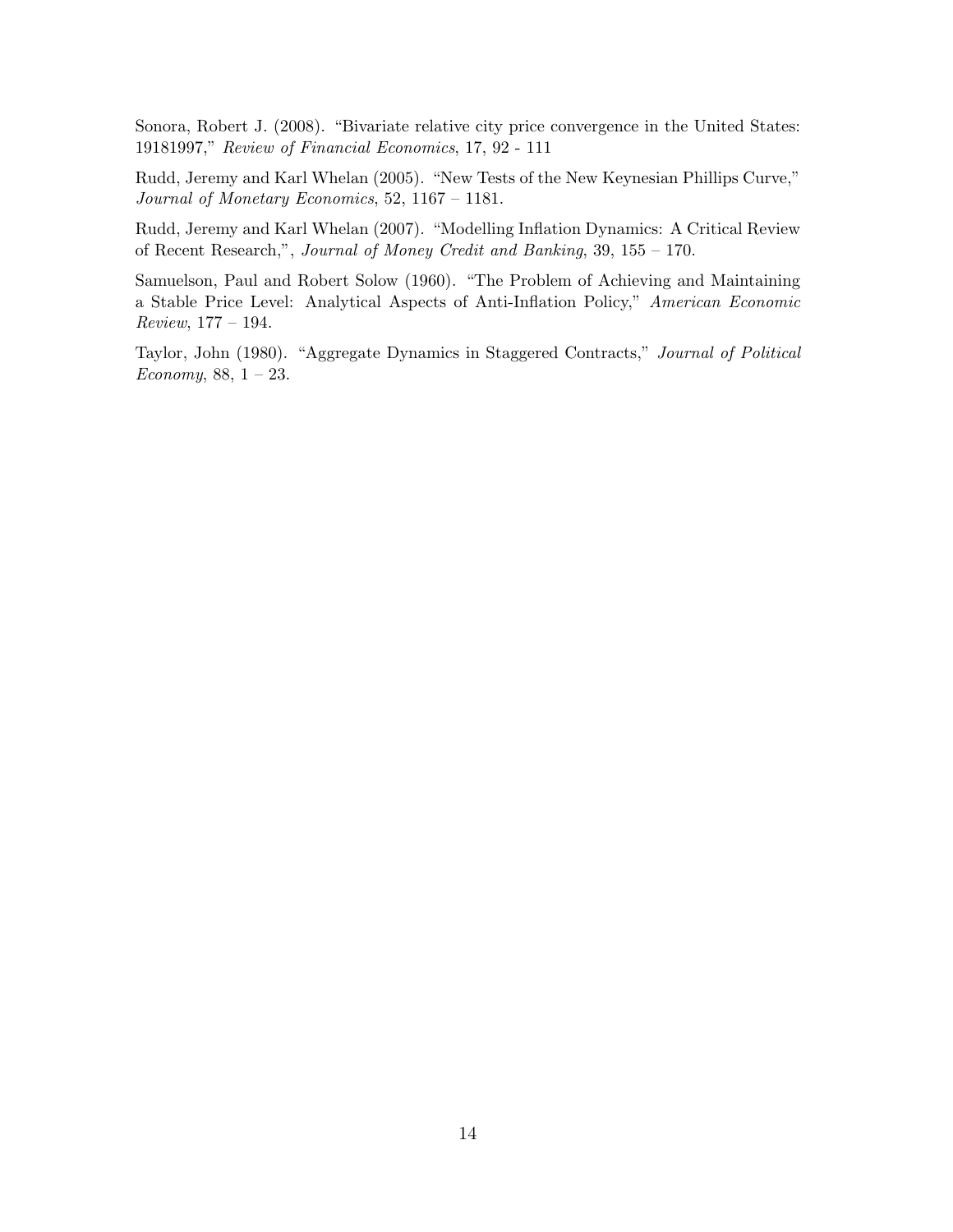Sonora, Robert J. (2008). "Bivariate relative city price convergence in the United States: 19181997," *Review of Financial Economics*, 17, 92 - 111

Rudd, Jeremy and Karl Whelan (2005). "New Tests of the New Keynesian Phillips Curve," *Journal of Monetary Economics*, 52, 1167 – 1181.

Rudd, Jeremy and Karl Whelan (2007). "Modelling Inflation Dynamics: A Critical Review of Recent Research,", *Journal of Money Credit and Banking*, 39, 155 – 170.

Samuelson, Paul and Robert Solow (1960). "The Problem of Achieving and Maintaining a Stable Price Level: Analytical Aspects of Anti-Inflation Policy," *American Economic Review*, 177 – 194.

Taylor, John (1980). "Aggregate Dynamics in Staggered Contracts," *Journal of Political Economy*, 88, 1 – 23.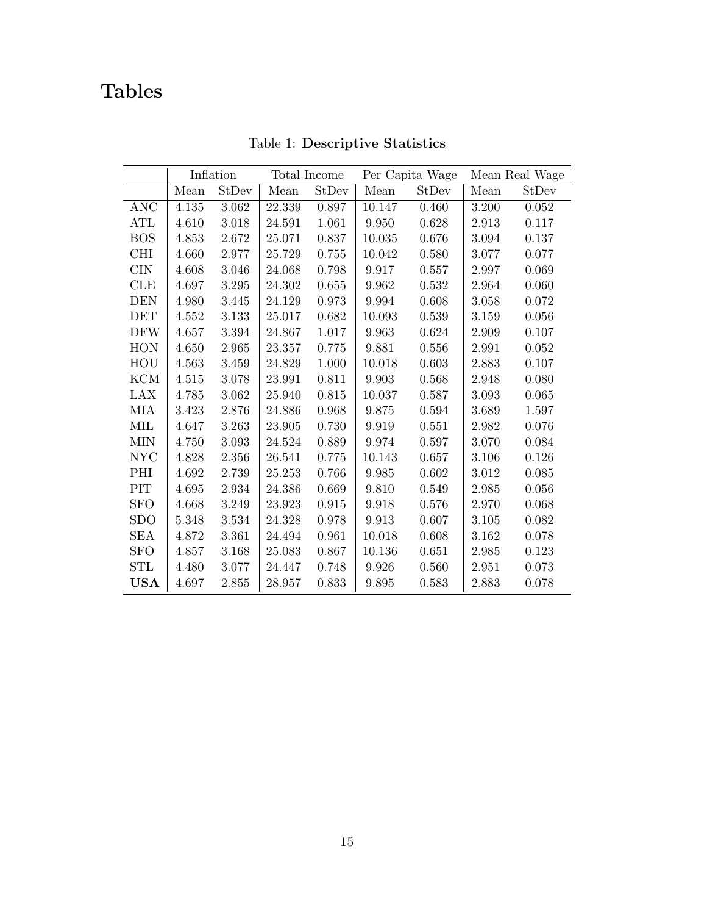# Tables

Table 1: **Descriptive Statistics**

| | Inflation | | Total Income | | Per Capita Wage | | Mean Real Wage | |
|---|---|---|---|---|---|---|---|---|
| | Mean | StDev | Mean | StDev | Mean | StDev | Mean | StDev |
| ANC | 4.135 | 3.062 | 22.339 | 0.897 | 10.147 | 0.460 | 3.200 | 0.052 |
| ATL | 4.610 | 3.018 | 24.591 | 1.061 | 9.950 | 0.628 | 2.913 | 0.117 |
| BOS | 4.853 | 2.672 | 25.071 | 0.837 | 10.035 | 0.676 | 3.094 | 0.137 |
| CHI | 4.660 | 2.977 | 25.729 | 0.755 | 10.042 | 0.580 | 3.077 | 0.077 |
| CIN | 4.608 | 3.046 | 24.068 | 0.798 | 9.917 | 0.557 | 2.997 | 0.069 |
| CLE | 4.697 | 3.295 | 24.302 | 0.655 | 9.962 | 0.532 | 2.964 | 0.060 |
| DEN | 4.980 | 3.445 | 24.129 | 0.973 | 9.994 | 0.608 | 3.058 | 0.072 |
| DET | 4.552 | 3.133 | 25.017 | 0.682 | 10.093 | 0.539 | 3.159 | 0.056 |
| DFW | 4.657 | 3.394 | 24.867 | 1.017 | 9.963 | 0.624 | 2.909 | 0.107 |
| HON | 4.650 | 2.965 | 23.357 | 0.775 | 9.881 | 0.556 | 2.991 | 0.052 |
| HOU | 4.563 | 3.459 | 24.829 | 1.000 | 10.018 | 0.603 | 2.883 | 0.107 |
| KCM | 4.515 | 3.078 | 23.991 | 0.811 | 9.903 | 0.568 | 2.948 | 0.080 |
| LAX | 4.785 | 3.062 | 25.940 | 0.815 | 10.037 | 0.587 | 3.093 | 0.065 |
| MIA | 3.423 | 2.876 | 24.886 | 0.968 | 9.875 | 0.594 | 3.689 | 1.597 |
| MIL | 4.647 | 3.263 | 23.905 | 0.730 | 9.919 | 0.551 | 2.982 | 0.076 |
| MIN | 4.750 | 3.093 | 24.524 | 0.889 | 9.974 | 0.597 | 3.070 | 0.084 |
| NYC | 4.828 | 2.356 | 26.541 | 0.775 | 10.143 | 0.657 | 3.106 | 0.126 |
| PHI | 4.692 | 2.739 | 25.253 | 0.766 | 9.985 | 0.602 | 3.012 | 0.085 |
| PIT | 4.695 | 2.934 | 24.386 | 0.669 | 9.810 | 0.549 | 2.985 | 0.056 |
| SFO | 4.668 | 3.249 | 23.923 | 0.915 | 9.918 | 0.576 | 2.970 | 0.068 |
| SDO | 5.348 | 3.534 | 24.328 | 0.978 | 9.913 | 0.607 | 3.105 | 0.082 |
| SEA | 4.872 | 3.361 | 24.494 | 0.961 | 10.018 | 0.608 | 3.162 | 0.078 |
| SFO | 4.857 | 3.168 | 25.083 | 0.867 | 10.136 | 0.651 | 2.985 | 0.123 |
| STL | 4.480 | 3.077 | 24.447 | 0.748 | 9.926 | 0.560 | 2.951 | 0.073 |
| **USA** | 4.697 | 2.855 | 28.957 | 0.833 | 9.895 | 0.583 | 2.883 | 0.078 |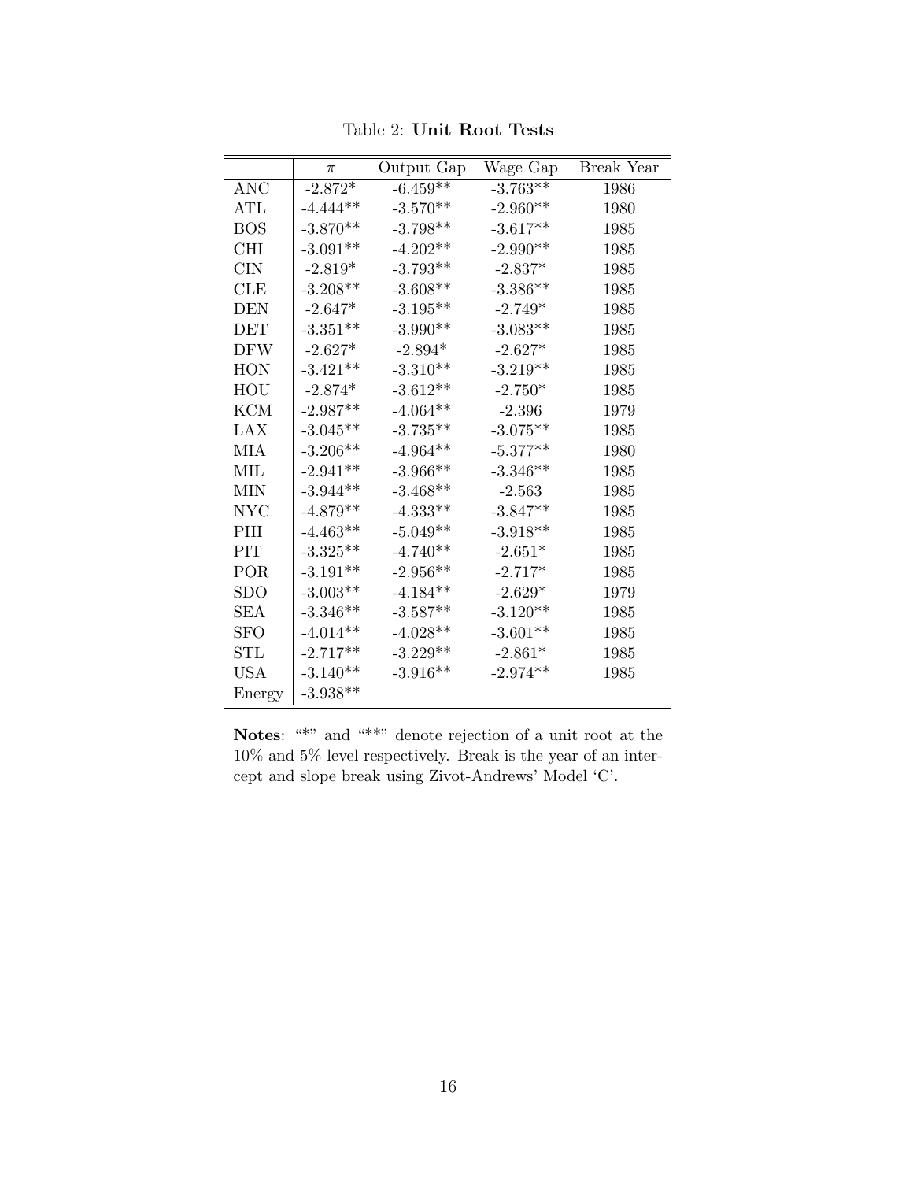Table 2: **Unit Root Tests**

| | $\pi$ | Output Gap | Wage Gap | Break Year |
|---|---|---|---|---|
| ANC | -2.872* | -6.459** | -3.763** | 1986 |
| ATL | -4.444** | -3.570** | -2.960** | 1980 |
| BOS | -3.870** | -3.798** | -3.617** | 1985 |
| CHI | -3.091** | -4.202** | -2.990** | 1985 |
| CIN | -2.819* | -3.793** | -2.837* | 1985 |
| CLE | -3.208** | -3.608** | -3.386** | 1985 |
| DEN | -2.647* | -3.195** | -2.749* | 1985 |
| DET | -3.351** | -3.990** | -3.083** | 1985 |
| DFW | -2.627* | -2.894* | -2.627* | 1985 |
| HON | -3.421** | -3.310** | -3.219** | 1985 |
| HOU | -2.874* | -3.612** | -2.750* | 1985 |
| KCM | -2.987** | -4.064** | -2.396 | 1979 |
| LAX | -3.045** | -3.735** | -3.075** | 1985 |
| MIA | -3.206** | -4.964** | -5.377** | 1980 |
| MIL | -2.941** | -3.966** | -3.346** | 1985 |
| MIN | -3.944** | -3.468** | -2.563 | 1985 |
| NYC | -4.879** | -4.333** | -3.847** | 1985 |
| PHI | -4.463** | -5.049** | -3.918** | 1985 |
| PIT | -3.325** | -4.740** | -2.651* | 1985 |
| POR | -3.191** | -2.956** | -2.717* | 1985 |
| SDO | -3.003** | -4.184** | -2.629* | 1979 |
| SEA | -3.346** | -3.587** | -3.120** | 1985 |
| SFO | -4.014** | -4.028** | -3.601** | 1985 |
| STL | -2.717** | -3.229** | -2.861* | 1985 |
| USA | -3.140** | -3.916** | -2.974** | 1985 |
| Energy | -3.938** | | | |

**Notes**: "*" and "**" denote rejection of a unit root at the 10% and 5% level respectively. Break is the year of an intercept and slope break using Zivot-Andrews' Model 'C'.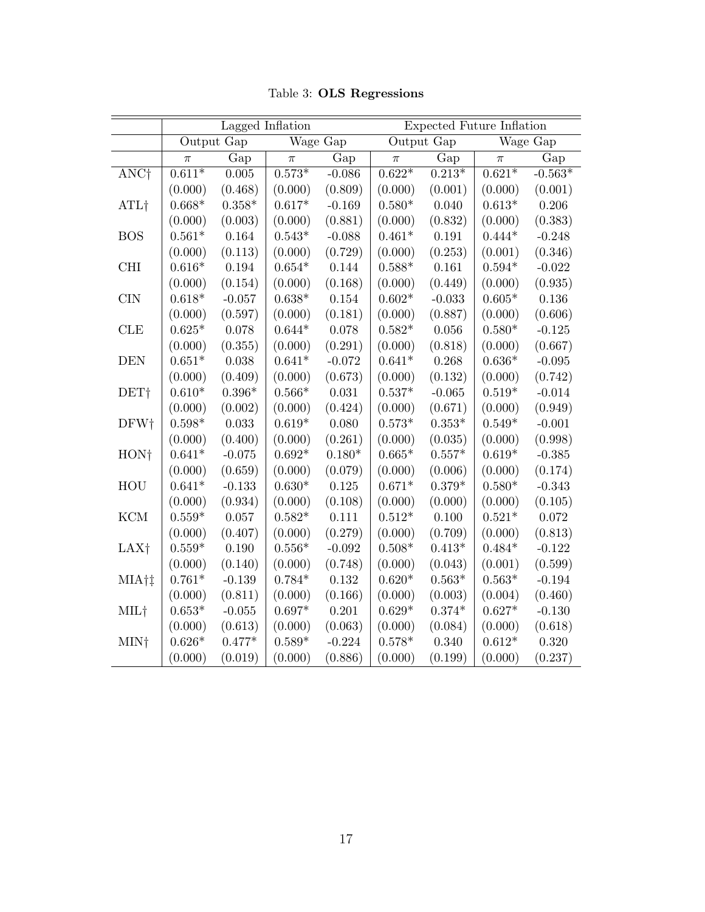Table 3: **OLS Regressions**

| | Lagged Inflation | | | | Expected Future Inflation | | | |
|---|---|---|---|---|---|---|---|---|
| | Output Gap | | Wage Gap | | Output Gap | | Wage Gap | |
| | $\pi$ | Gap | $\pi$ | Gap | $\pi$ | Gap | $\pi$ | Gap |
| ANC† | 0.611* | 0.005 | 0.573* | -0.086 | 0.622* | 0.213* | 0.621* | -0.563* |
| | (0.000) | (0.468) | (0.000) | (0.809) | (0.000) | (0.001) | (0.000) | (0.001) |
| ATL† | 0.668* | 0.358* | 0.617* | -0.169 | 0.580* | 0.040 | 0.613* | 0.206 |
| | (0.000) | (0.003) | (0.000) | (0.881) | (0.000) | (0.832) | (0.000) | (0.383) |
| BOS | 0.561* | 0.164 | 0.543* | -0.088 | 0.461* | 0.191 | 0.444* | -0.248 |
| | (0.000) | (0.113) | (0.000) | (0.729) | (0.000) | (0.253) | (0.001) | (0.346) |
| CHI | 0.616* | 0.194 | 0.654* | 0.144 | 0.588* | 0.161 | 0.594* | -0.022 |
| | (0.000) | (0.154) | (0.000) | (0.168) | (0.000) | (0.449) | (0.000) | (0.935) |
| CIN | 0.618* | -0.057 | 0.638* | 0.154 | 0.602* | -0.033 | 0.605* | 0.136 |
| | (0.000) | (0.597) | (0.000) | (0.181) | (0.000) | (0.887) | (0.000) | (0.606) |
| CLE | 0.625* | 0.078 | 0.644* | 0.078 | 0.582* | 0.056 | 0.580* | -0.125 |
| | (0.000) | (0.355) | (0.000) | (0.291) | (0.000) | (0.818) | (0.000) | (0.667) |
| DEN | 0.651* | 0.038 | 0.641* | -0.072 | 0.641* | 0.268 | 0.636* | -0.095 |
| | (0.000) | (0.409) | (0.000) | (0.673) | (0.000) | (0.132) | (0.000) | (0.742) |
| DET† | 0.610* | 0.396* | 0.566* | 0.031 | 0.537* | -0.065 | 0.519* | -0.014 |
| | (0.000) | (0.002) | (0.000) | (0.424) | (0.000) | (0.671) | (0.000) | (0.949) |
| DFW† | 0.598* | 0.033 | 0.619* | 0.080 | 0.573* | 0.353* | 0.549* | -0.001 |
| | (0.000) | (0.400) | (0.000) | (0.261) | (0.000) | (0.035) | (0.000) | (0.998) |
| HON† | 0.641* | -0.075 | 0.692* | 0.180* | 0.665* | 0.557* | 0.619* | -0.385 |
| | (0.000) | (0.659) | (0.000) | (0.079) | (0.000) | (0.006) | (0.000) | (0.174) |
| HOU | 0.641* | -0.133 | 0.630* | 0.125 | 0.671* | 0.379* | 0.580* | -0.343 |
| | (0.000) | (0.934) | (0.000) | (0.108) | (0.000) | (0.000) | (0.000) | (0.105) |
| KCM | 0.559* | 0.057 | 0.582* | 0.111 | 0.512* | 0.100 | 0.521* | 0.072 |
| | (0.000) | (0.407) | (0.000) | (0.279) | (0.000) | (0.709) | (0.000) | (0.813) |
| LAX† | 0.559* | 0.190 | 0.556* | -0.092 | 0.508* | 0.413* | 0.484* | -0.122 |
| | (0.000) | (0.140) | (0.000) | (0.748) | (0.000) | (0.043) | (0.001) | (0.599) |
| MIA†‡ | 0.761* | -0.139 | 0.784* | 0.132 | 0.620* | 0.563* | 0.563* | -0.194 |
| | (0.000) | (0.811) | (0.000) | (0.166) | (0.000) | (0.003) | (0.004) | (0.460) |
| MIL† | 0.653* | -0.055 | 0.697* | 0.201 | 0.629* | 0.374* | 0.627* | -0.130 |
| | (0.000) | (0.613) | (0.000) | (0.063) | (0.000) | (0.084) | (0.000) | (0.618) |
| MIN† | 0.626* | 0.477* | 0.589* | -0.224 | 0.578* | 0.340 | 0.612* | 0.320 |
| | (0.000) | (0.019) | (0.000) | (0.886) | (0.000) | (0.199) | (0.000) | (0.237) |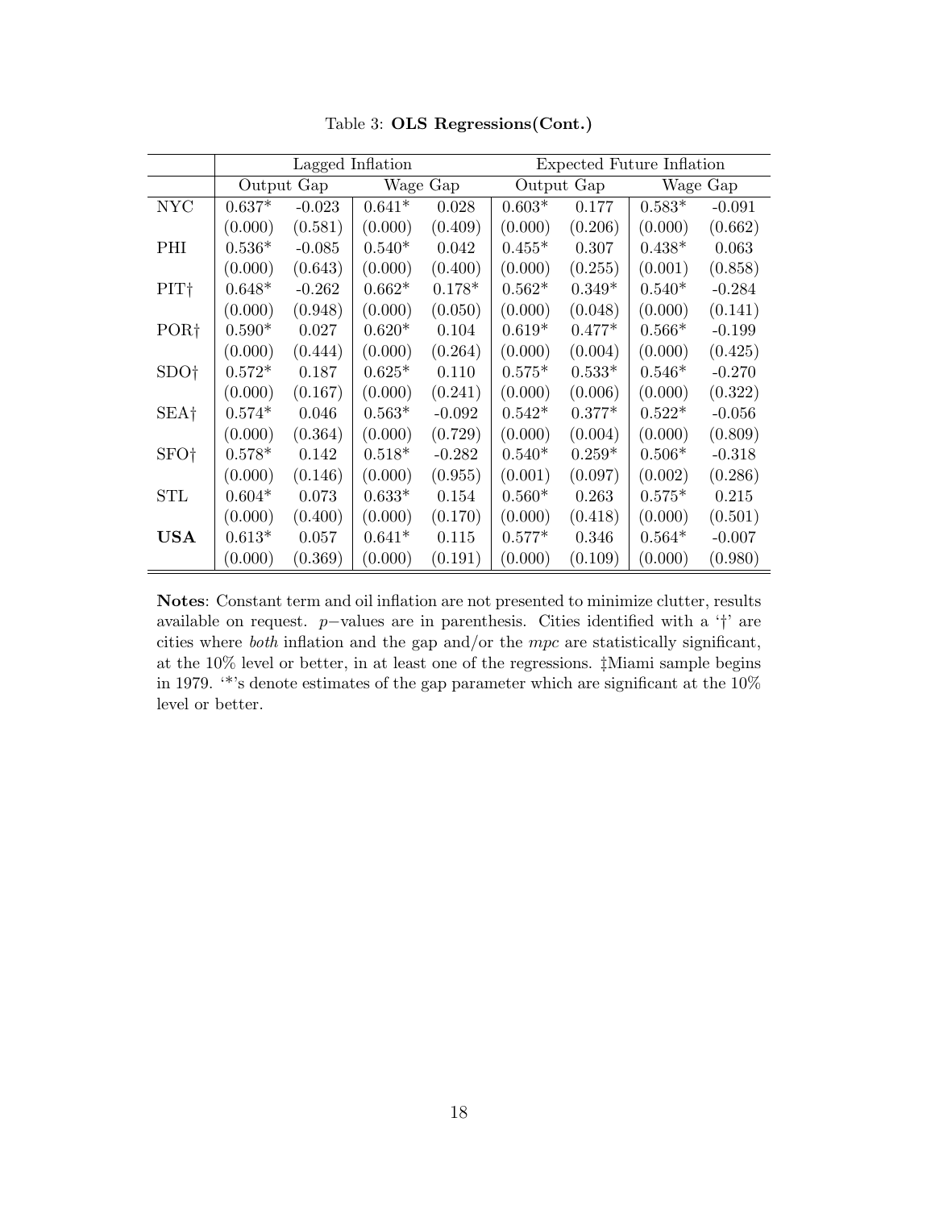Table 3: **OLS Regressions(Cont.)**

| | Lagged Inflation | | | | Expected Future Inflation | | | |
|---|---|---|---|---|---|---|---|---|
| | Output Gap | | Wage Gap | | Output Gap | | Wage Gap | |
| NYC | 0.637* | -0.023 | 0.641* | 0.028 | 0.603* | 0.177 | 0.583* | -0.091 |
| | (0.000) | (0.581) | (0.000) | (0.409) | (0.000) | (0.206) | (0.000) | (0.662) |
| PHI | 0.536* | -0.085 | 0.540* | 0.042 | 0.455* | 0.307 | 0.438* | 0.063 |
| | (0.000) | (0.643) | (0.000) | (0.400) | (0.000) | (0.255) | (0.001) | (0.858) |
| PIT† | 0.648* | -0.262 | 0.662* | 0.178* | 0.562* | 0.349* | 0.540* | -0.284 |
| | (0.000) | (0.948) | (0.000) | (0.050) | (0.000) | (0.048) | (0.000) | (0.141) |
| POR† | 0.590* | 0.027 | 0.620* | 0.104 | 0.619* | 0.477* | 0.566* | -0.199 |
| | (0.000) | (0.444) | (0.000) | (0.264) | (0.000) | (0.004) | (0.000) | (0.425) |
| SDO† | 0.572* | 0.187 | 0.625* | 0.110 | 0.575* | 0.533* | 0.546* | -0.270 |
| | (0.000) | (0.167) | (0.000) | (0.241) | (0.000) | (0.006) | (0.000) | (0.322) |
| SEA† | 0.574* | 0.046 | 0.563* | -0.092 | 0.542* | 0.377* | 0.522* | -0.056 |
| | (0.000) | (0.364) | (0.000) | (0.729) | (0.000) | (0.004) | (0.000) | (0.809) |
| SFO† | 0.578* | 0.142 | 0.518* | -0.282 | 0.540* | 0.259* | 0.506* | -0.318 |
| | (0.000) | (0.146) | (0.000) | (0.955) | (0.001) | (0.097) | (0.002) | (0.286) |
| STL | 0.604* | 0.073 | 0.633* | 0.154 | 0.560* | 0.263 | 0.575* | 0.215 |
| | (0.000) | (0.400) | (0.000) | (0.170) | (0.000) | (0.418) | (0.000) | (0.501) |
| **USA** | 0.613* | 0.057 | 0.641* | 0.115 | 0.577* | 0.346 | 0.564* | -0.007 |
| | (0.000) | (0.369) | (0.000) | (0.191) | (0.000) | (0.109) | (0.000) | (0.980) |

**Notes**: Constant term and oil inflation are not presented to minimize clutter, results available on request. $p-$values are in parenthesis. Cities identified with a '†' are cities where *both* inflation and the gap and/or the *mpc* are statistically significant, at the 10% level or better, in at least one of the regressions. ‡Miami sample begins in 1979. '*'s denote estimates of the gap parameter which are significant at the 10% level or better.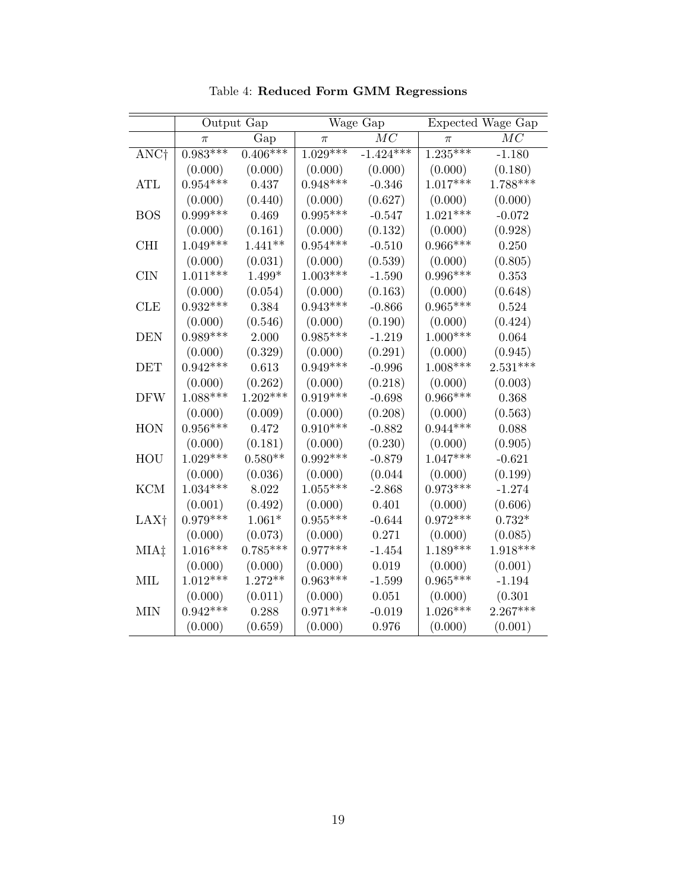Table 4: **Reduced Form GMM Regressions**

| | Output Gap | | Wage Gap | | Expected Wage Gap | |
|---|---|---|---|---|---|---|
| | $\pi$ | Gap | $\pi$ | $MC$ | $\pi$ | $MC$ |
| ANC† | 0.983*** | 0.406*** | 1.029*** | -1.424*** | 1.235*** | -1.180 |
| | (0.000) | (0.000) | (0.000) | (0.000) | (0.000) | (0.180) |
| ATL | 0.954*** | 0.437 | 0.948*** | -0.346 | 1.017*** | 1.788*** |
| | (0.000) | (0.440) | (0.000) | (0.627) | (0.000) | (0.000) |
| BOS | 0.999*** | 0.469 | 0.995*** | -0.547 | 1.021*** | -0.072 |
| | (0.000) | (0.161) | (0.000) | (0.132) | (0.000) | (0.928) |
| CHI | 1.049*** | 1.441** | 0.954*** | -0.510 | 0.966*** | 0.250 |
| | (0.000) | (0.031) | (0.000) | (0.539) | (0.000) | (0.805) |
| CIN | 1.011*** | 1.499* | 1.003*** | -1.590 | 0.996*** | 0.353 |
| | (0.000) | (0.054) | (0.000) | (0.163) | (0.000) | (0.648) |
| CLE | 0.932*** | 0.384 | 0.943*** | -0.866 | 0.965*** | 0.524 |
| | (0.000) | (0.546) | (0.000) | (0.190) | (0.000) | (0.424) |
| DEN | 0.989*** | 2.000 | 0.985*** | -1.219 | 1.000*** | 0.064 |
| | (0.000) | (0.329) | (0.000) | (0.291) | (0.000) | (0.945) |
| DET | 0.942*** | 0.613 | 0.949*** | -0.996 | 1.008*** | 2.531*** |
| | (0.000) | (0.262) | (0.000) | (0.218) | (0.000) | (0.003) |
| DFW | 1.088*** | 1.202*** | 0.919*** | -0.698 | 0.966*** | 0.368 |
| | (0.000) | (0.009) | (0.000) | (0.208) | (0.000) | (0.563) |
| HON | 0.956*** | 0.472 | 0.910*** | -0.882 | 0.944*** | 0.088 |
| | (0.000) | (0.181) | (0.000) | (0.230) | (0.000) | (0.905) |
| HOU | 1.029*** | 0.580** | 0.992*** | -0.879 | 1.047*** | -0.621 |
| | (0.000) | (0.036) | (0.000) | (0.044 | (0.000) | (0.199) |
| KCM | 1.034*** | 8.022 | 1.055*** | -2.868 | 0.973*** | -1.274 |
| | (0.001) | (0.492) | (0.000) | 0.401 | (0.000) | (0.606) |
| LAX† | 0.979*** | 1.061* | 0.955*** | -0.644 | 0.972*** | 0.732* |
| | (0.000) | (0.073) | (0.000) | 0.271 | (0.000) | (0.085) |
| MIA‡ | 1.016*** | 0.785*** | 0.977*** | -1.454 | 1.189*** | 1.918*** |
| | (0.000) | (0.000) | (0.000) | 0.019 | (0.000) | (0.001) |
| MIL | 1.012*** | 1.272** | 0.963*** | -1.599 | 0.965*** | -1.194 |
| | (0.000) | (0.011) | (0.000) | 0.051 | (0.000) | (0.301 |
| MIN | 0.942*** | 0.288 | 0.971*** | -0.019 | 1.026*** | 2.267*** |
| | (0.000) | (0.659) | (0.000) | 0.976 | (0.000) | (0.001) |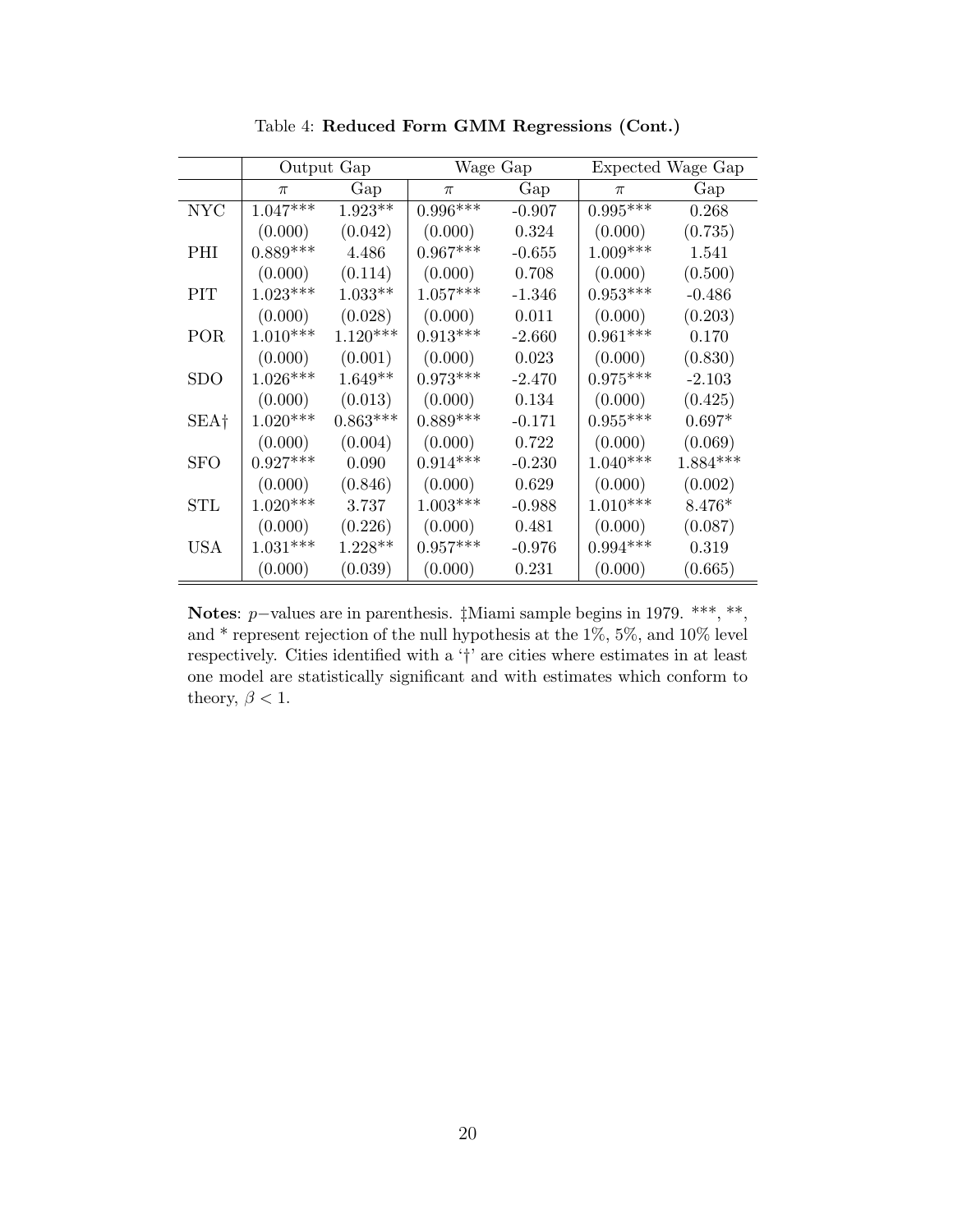Table 4: **Reduced Form GMM Regressions (Cont.)**

| | Output Gap | | Wage Gap | | Expected Wage Gap | |
|---|---|---|---|---|---|---|
| | $\pi$ | Gap | $\pi$ | Gap | $\pi$ | Gap |
| NYC | 1.047*** | 1.923** | 0.996*** | -0.907 | 0.995*** | 0.268 |
| | (0.000) | (0.042) | (0.000) | 0.324 | (0.000) | (0.735) |
| PHI | 0.889*** | 4.486 | 0.967*** | -0.655 | 1.009*** | 1.541 |
| | (0.000) | (0.114) | (0.000) | 0.708 | (0.000) | (0.500) |
| PIT | 1.023*** | 1.033** | 1.057*** | -1.346 | 0.953*** | -0.486 |
| | (0.000) | (0.028) | (0.000) | 0.011 | (0.000) | (0.203) |
| POR | 1.010*** | 1.120*** | 0.913*** | -2.660 | 0.961*** | 0.170 |
| | (0.000) | (0.001) | (0.000) | 0.023 | (0.000) | (0.830) |
| SDO | 1.026*** | 1.649** | 0.973*** | -2.470 | 0.975*** | -2.103 |
| | (0.000) | (0.013) | (0.000) | 0.134 | (0.000) | (0.425) |
| SEA† | 1.020*** | 0.863*** | 0.889*** | -0.171 | 0.955*** | 0.697* |
| | (0.000) | (0.004) | (0.000) | 0.722 | (0.000) | (0.069) |
| SFO | 0.927*** | 0.090 | 0.914*** | -0.230 | 1.040*** | 1.884*** |
| | (0.000) | (0.846) | (0.000) | 0.629 | (0.000) | (0.002) |
| STL | 1.020*** | 3.737 | 1.003*** | -0.988 | 1.010*** | 8.476* |
| | (0.000) | (0.226) | (0.000) | 0.481 | (0.000) | (0.087) |
| USA | 1.031*** | 1.228** | 0.957*** | -0.976 | 0.994*** | 0.319 |
| | (0.000) | (0.039) | (0.000) | 0.231 | (0.000) | (0.665) |

**Notes**: $p-$values are in parenthesis. ‡Miami sample begins in 1979. ***, **, and * represent rejection of the null hypothesis at the 1%, 5%, and 10% level respectively. Cities identified with a '†' are cities where estimates in at least one model are statistically significant and with estimates which conform to theory, $\beta < 1$.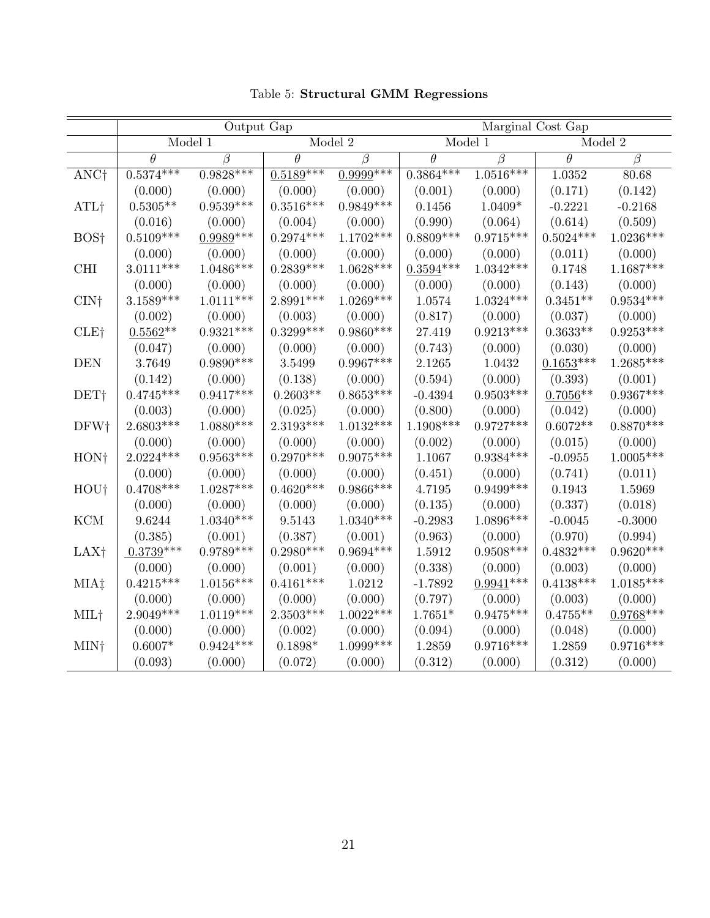Table 5: **Structural GMM Regressions**

| | Output Gap | | | | Marginal Cost Gap | | | |
|---|---|---|---|---|---|---|---|---|
| | Model 1 | | Model 2 | | Model 1 | | Model 2 | |
| | $\theta$ | $\beta$ | $\theta$ | $\beta$ | $\theta$ | $\beta$ | $\theta$ | $\beta$ |
| ANC† | 0.5374*** | 0.9828*** | <u>0.5189</u>*** | <u>0.9999</u>*** | 0.3864*** | 1.0516*** | 1.0352 | 80.68 |
| | (0.000) | (0.000) | (0.000) | (0.000) | (0.001) | (0.000) | (0.171) | (0.142) |
| ATL† | 0.5305** | 0.9539*** | 0.3516*** | 0.9849*** | 0.1456 | 1.0409* | -0.2221 | -0.2168 |
| | (0.016) | (0.000) | (0.004) | (0.000) | (0.990) | (0.064) | (0.614) | (0.509) |
| BOS† | 0.5109*** | <u>0.9989</u>*** | 0.2974*** | 1.1702*** | 0.8809*** | 0.9715*** | 0.5024*** | 1.0236*** |
| | (0.000) | (0.000) | (0.000) | (0.000) | (0.000) | (0.000) | (0.011) | (0.000) |
| CHI | 3.0111*** | 1.0486*** | 0.2839*** | 1.0628*** | <u>0.3594</u>*** | 1.0342*** | 0.1748 | 1.1687*** |
| | (0.000) | (0.000) | (0.000) | (0.000) | (0.000) | (0.000) | (0.143) | (0.000) |
| CIN† | 3.1589*** | 1.0111*** | 2.8991*** | 1.0269*** | 1.0574 | 1.0324*** | 0.3451** | 0.9534*** |
| | (0.002) | (0.000) | (0.003) | (0.000) | (0.817) | (0.000) | (0.037) | (0.000) |
| CLE† | <u>0.5562</u>** | 0.9321*** | 0.3299*** | 0.9860*** | 27.419 | 0.9213*** | 0.3633** | 0.9253*** |
| | (0.047) | (0.000) | (0.000) | (0.000) | (0.743) | (0.000) | (0.030) | (0.000) |
| DEN | 3.7649 | 0.9890*** | 3.5499 | 0.9967*** | 2.1265 | 1.0432 | <u>0.1653</u>*** | 1.2685*** |
| | (0.142) | (0.000) | (0.138) | (0.000) | (0.594) | (0.000) | (0.393) | (0.001) |
| DET† | 0.4745*** | 0.9417*** | 0.2603** | 0.8653*** | -0.4394 | 0.9503*** | <u>0.7056</u>** | 0.9367*** |
| | (0.003) | (0.000) | (0.025) | (0.000) | (0.800) | (0.000) | (0.042) | (0.000) |
| DFW† | 2.6803*** | 1.0880*** | 2.3193*** | 1.0132*** | 1.1908*** | 0.9727*** | 0.6072** | 0.8870*** |
| | (0.000) | (0.000) | (0.000) | (0.000) | (0.002) | (0.000) | (0.015) | (0.000) |
| HON† | 2.0224*** | 0.9563*** | 0.2970*** | 0.9075*** | 1.1067 | 0.9384*** | -0.0955 | 1.0005*** |
| | (0.000) | (0.000) | (0.000) | (0.000) | (0.451) | (0.000) | (0.741) | (0.011) |
| HOU† | 0.4708*** | 1.0287*** | 0.4620*** | 0.9866*** | 4.7195 | 0.9499*** | 0.1943 | 1.5969 |
| | (0.000) | (0.000) | (0.000) | (0.000) | (0.135) | (0.000) | (0.337) | (0.018) |
| KCM | 9.6244 | 1.0340*** | 9.5143 | 1.0340*** | -0.2983 | 1.0896*** | -0.0045 | -0.3000 |
| | (0.385) | (0.001) | (0.387) | (0.001) | (0.963) | (0.000) | (0.970) | (0.994) |
| LAX† | <u>0.3739</u>*** | 0.9789*** | 0.2980*** | 0.9694*** | 1.5912 | 0.9508*** | 0.4832*** | 0.9620*** |
| | (0.000) | (0.000) | (0.001) | (0.000) | (0.338) | (0.000) | (0.003) | (0.000) |
| MIA‡ | 0.4215*** | 1.0156*** | 0.4161*** | 1.0212 | -1.7892 | <u>0.9941</u>*** | 0.4138*** | 1.0185*** |
| | (0.000) | (0.000) | (0.000) | (0.000) | (0.797) | (0.000) | (0.003) | (0.000) |
| MIL† | 2.9049*** | 1.0119*** | 2.3503*** | 1.0022*** | 1.7651* | 0.9475*** | 0.4755** | <u>0.9768</u>*** |
| | (0.000) | (0.000) | (0.002) | (0.000) | (0.094) | (0.000) | (0.048) | (0.000) |
| MIN† | 0.6007* | 0.9424*** | 0.1898* | 1.0999*** | 1.2859 | 0.9716*** | 1.2859 | 0.9716*** |
| | (0.093) | (0.000) | (0.072) | (0.000) | (0.312) | (0.000) | (0.312) | (0.000) |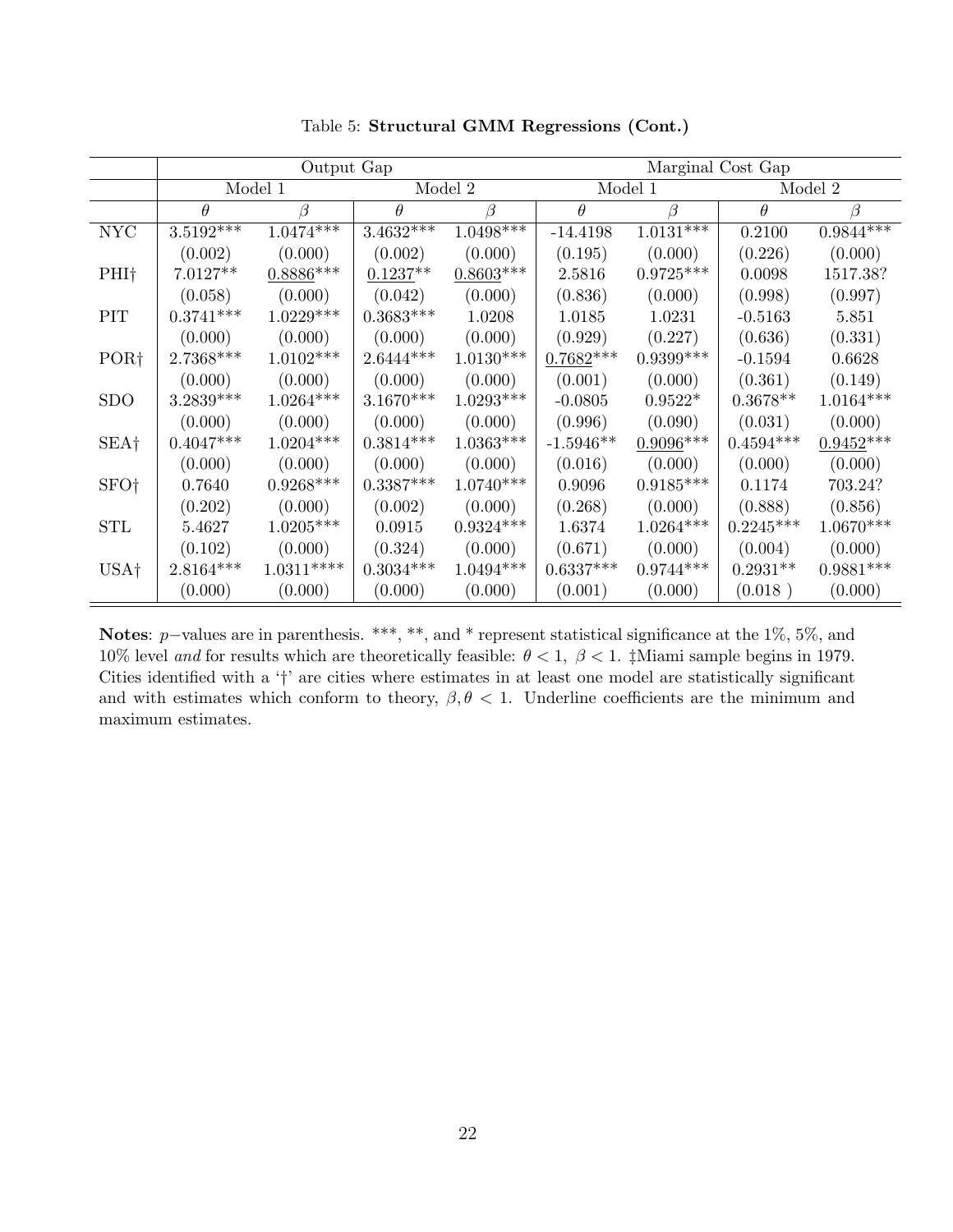Table 5: **Structural GMM Regressions (Cont.)**

| | Output Gap | | | | Marginal Cost Gap | | | |
|---|---|---|---|---|---|---|---|---|
| | Model 1 | | Model 2 | | Model 1 | | Model 2 | |
| | $\theta$ | $\beta$ | $\theta$ | $\beta$ | $\theta$ | $\beta$ | $\theta$ | $\beta$ |
| NYC | 3.5192*** | 1.0474*** | 3.4632*** | 1.0498*** | -14.4198 | 1.0131*** | 0.2100 | 0.9844*** |
| | (0.002) | (0.000) | (0.002) | (0.000) | (0.195) | (0.000) | (0.226) | (0.000) |
| PHI† | 7.0127** | <u>0.8886</u>*** | <u>0.1237</u>** | <u>0.8603</u>*** | 2.5816 | 0.9725*** | 0.0098 | 1517.38? |
| | (0.058) | (0.000) | (0.042) | (0.000) | (0.836) | (0.000) | (0.998) | (0.997) |
| PIT | 0.3741*** | 1.0229*** | 0.3683*** | 1.0208 | 1.0185 | 1.0231 | -0.5163 | 5.851 |
| | (0.000) | (0.000) | (0.000) | (0.000) | (0.929) | (0.227) | (0.636) | (0.331) |
| POR† | 2.7368*** | 1.0102*** | 2.6444*** | 1.0130*** | <u>0.7682</u>*** | 0.9399*** | -0.1594 | 0.6628 |
| | (0.000) | (0.000) | (0.000) | (0.000) | (0.001) | (0.000) | (0.361) | (0.149) |
| SDO | 3.2839*** | 1.0264*** | 3.1670*** | 1.0293*** | -0.0805 | 0.9522* | 0.3678** | 1.0164*** |
| | (0.000) | (0.000) | (0.000) | (0.000) | (0.996) | (0.090) | (0.031) | (0.000) |
| SEA† | 0.4047*** | 1.0204*** | 0.3814*** | 1.0363*** | -1.5946** | <u>0.9096</u>*** | 0.4594*** | <u>0.9452</u>*** |
| | (0.000) | (0.000) | (0.000) | (0.000) | (0.016) | (0.000) | (0.000) | (0.000) |
| SFO† | 0.7640 | 0.9268*** | 0.3387*** | 1.0740*** | 0.9096 | 0.9185*** | 0.1174 | 703.24? |
| | (0.202) | (0.000) | (0.002) | (0.000) | (0.268) | (0.000) | (0.888) | (0.856) |
| STL | 5.4627 | 1.0205*** | 0.0915 | 0.9324*** | 1.6374 | 1.0264*** | 0.2245*** | 1.0670*** |
| | (0.102) | (0.000) | (0.324) | (0.000) | (0.671) | (0.000) | (0.004) | (0.000) |
| USA† | 2.8164*** | 1.0311**** | 0.3034*** | 1.0494*** | 0.6337*** | 0.9744*** | 0.2931** | 0.9881*** |
| | (0.000) | (0.000) | (0.000) | (0.000) | (0.001) | (0.000) | (0.018 ) | (0.000) |

**Notes**: $p-$values are in parenthesis. ***, **, and * represent statistical significance at the 1%, 5%, and 10% level *and* for results which are theoretically feasible: $\theta < 1$, $\beta < 1$. ‡Miami sample begins in 1979. Cities identified with a '†' are cities where estimates in at least one model are statistically significant and with estimates which conform to theory, $\beta, \theta < 1$. Underline coefficients are the minimum and maximum estimates.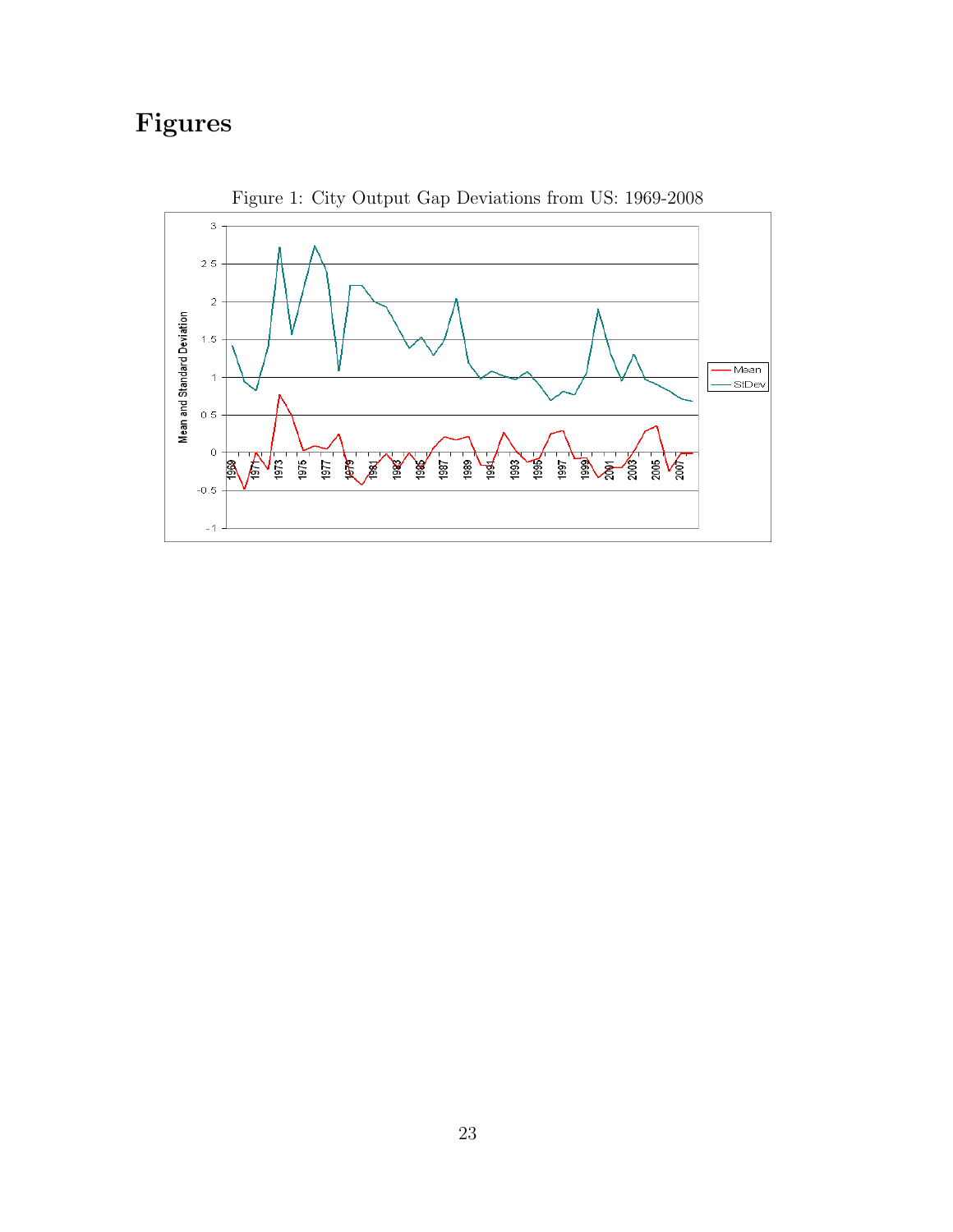# Figures

Figure 1: City Output Gap Deviations from US: 1969-2008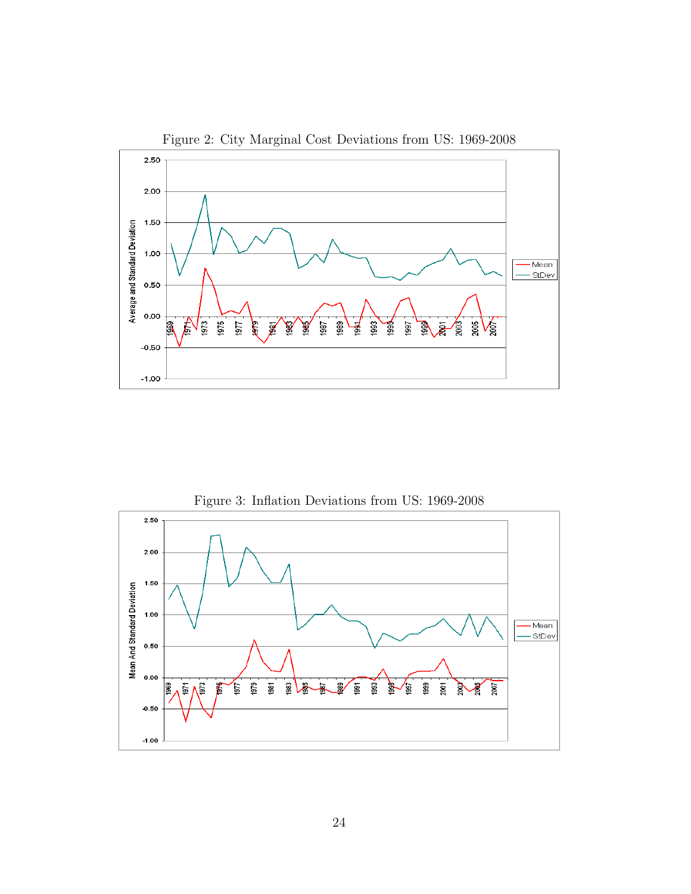Figure 2: City Marginal Cost Deviations from US: 1969-2008

Figure 3: Inflation Deviations from US: 1969-2008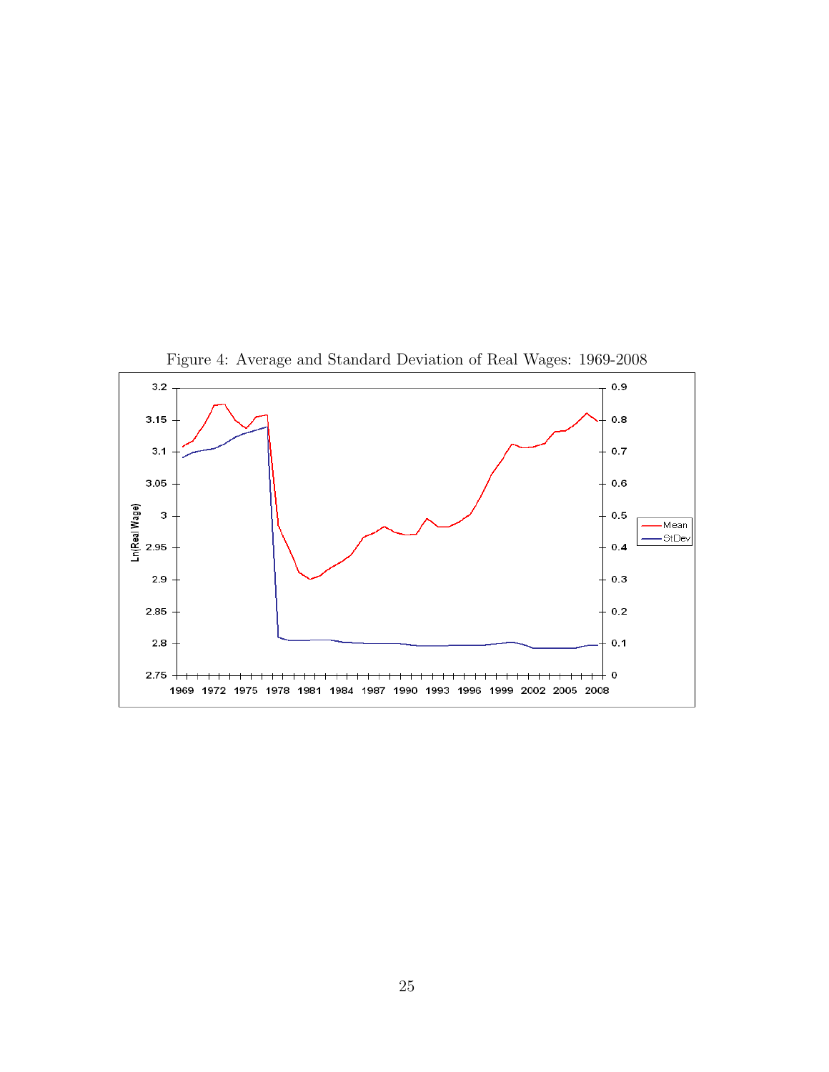Figure 4: Average and Standard Deviation of Real Wages: 1969-2008

Ln(Real Wage)

3.2
3.15
3.1
3.05
3
2.95
2.9
2.85
2.8
2.75

0.9
0.8
0.7
0.6
0.5
0.4
0.3
0.2
0.1
0

1969 1972 1975 1978 1981 1984 1987 1990 1993 1996 1999 2002 2005 2008

Mean
StDev